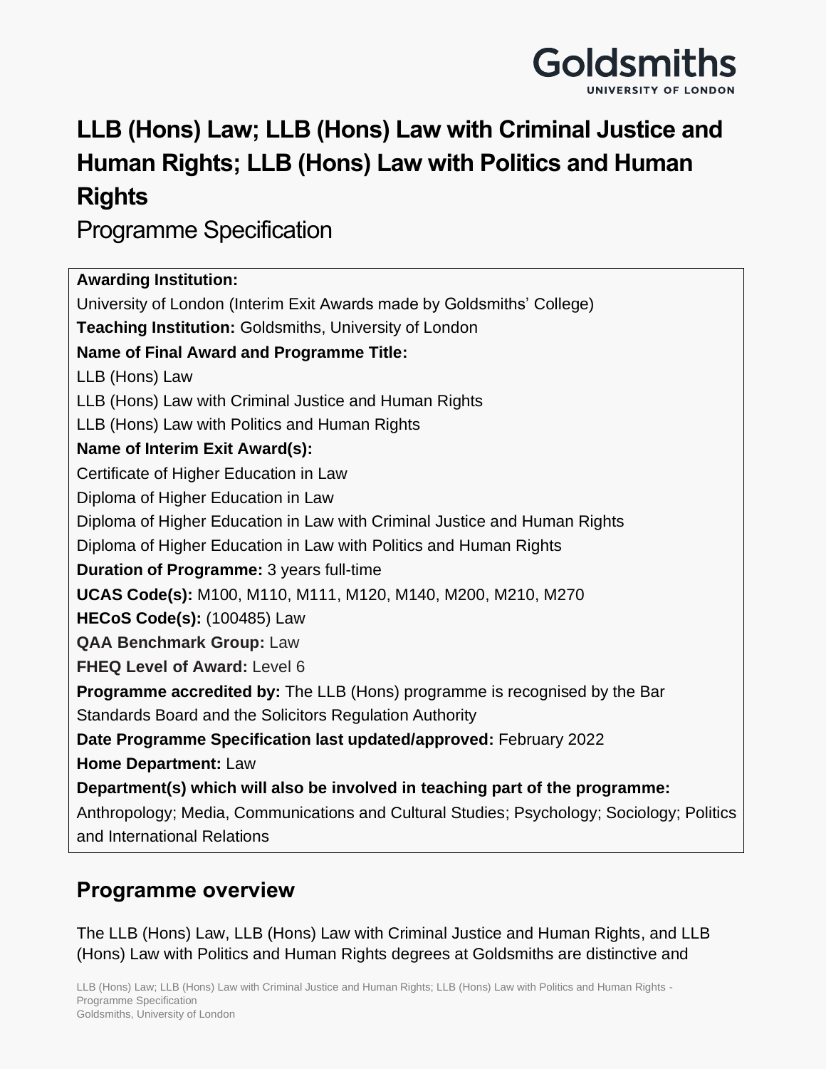# LLB (Hons) Law; LLB (Hons) Law with Criminal Justice and Human Rights; LLB (Hons) Law with Politics and Human Rights

Programme Specification

**Awarding Institution:**
University of London (Interim Exit Awards made by Goldsmiths' College)
**Teaching Institution:** Goldsmiths, University of London
**Name of Final Award and Programme Title:**
LLB (Hons) Law
LLB (Hons) Law with Criminal Justice and Human Rights
LLB (Hons) Law with Politics and Human Rights
**Name of Interim Exit Award(s):**
Certificate of Higher Education in Law
Diploma of Higher Education in Law
Diploma of Higher Education in Law with Criminal Justice and Human Rights
Diploma of Higher Education in Law with Politics and Human Rights
**Duration of Programme:** 3 years full-time
**UCAS Code(s):** M100, M110, M111, M120, M140, M200, M210, M270
**HECoS Code(s):** (100485) Law
**QAA Benchmark Group:** Law
**FHEQ Level of Award:** Level 6
**Programme accredited by:** The LLB (Hons) programme is recognised by the Bar Standards Board and the Solicitors Regulation Authority
**Date Programme Specification last updated/approved:** February 2022
**Home Department:** Law
**Department(s) which will also be involved in teaching part of the programme:**
Anthropology; Media, Communications and Cultural Studies; Psychology; Sociology; Politics and International Relations

## Programme overview

The LLB (Hons) Law, LLB (Hons) Law with Criminal Justice and Human Rights, and LLB (Hons) Law with Politics and Human Rights degrees at Goldsmiths are distinctive and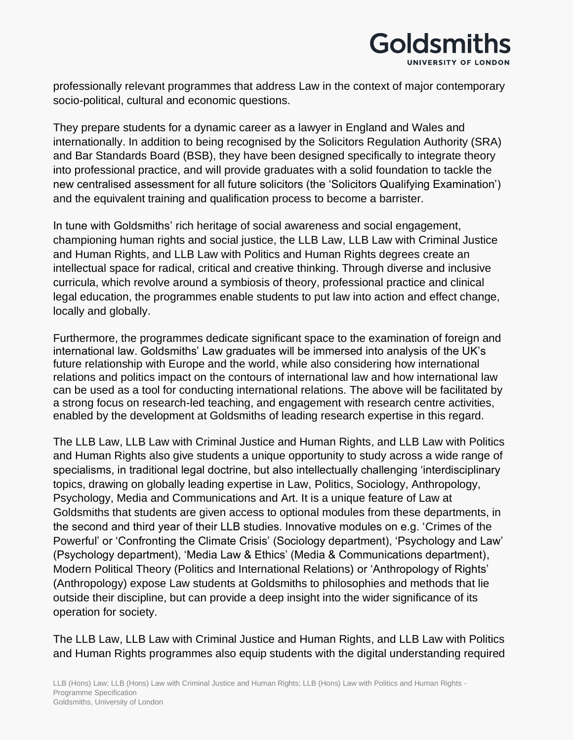professionally relevant programmes that address Law in the context of major contemporary socio-political, cultural and economic questions.

They prepare students for a dynamic career as a lawyer in England and Wales and internationally. In addition to being recognised by the Solicitors Regulation Authority (SRA) and Bar Standards Board (BSB), they have been designed specifically to integrate theory into professional practice, and will provide graduates with a solid foundation to tackle the new centralised assessment for all future solicitors (the 'Solicitors Qualifying Examination') and the equivalent training and qualification process to become a barrister.

In tune with Goldsmiths' rich heritage of social awareness and social engagement, championing human rights and social justice, the LLB Law, LLB Law with Criminal Justice and Human Rights, and LLB Law with Politics and Human Rights degrees create an intellectual space for radical, critical and creative thinking. Through diverse and inclusive curricula, which revolve around a symbiosis of theory, professional practice and clinical legal education, the programmes enable students to put law into action and effect change, locally and globally.

Furthermore, the programmes dedicate significant space to the examination of foreign and international law. Goldsmiths' Law graduates will be immersed into analysis of the UK's future relationship with Europe and the world, while also considering how international relations and politics impact on the contours of international law and how international law can be used as a tool for conducting international relations. The above will be facilitated by a strong focus on research-led teaching, and engagement with research centre activities, enabled by the development at Goldsmiths of leading research expertise in this regard.

The LLB Law, LLB Law with Criminal Justice and Human Rights, and LLB Law with Politics and Human Rights also give students a unique opportunity to study across a wide range of specialisms, in traditional legal doctrine, but also intellectually challenging 'interdisciplinary topics, drawing on globally leading expertise in Law, Politics, Sociology, Anthropology, Psychology, Media and Communications and Art. It is a unique feature of Law at Goldsmiths that students are given access to optional modules from these departments, in the second and third year of their LLB studies. Innovative modules on e.g. 'Crimes of the Powerful' or 'Confronting the Climate Crisis' (Sociology department), 'Psychology and Law' (Psychology department), 'Media Law & Ethics' (Media & Communications department), Modern Political Theory (Politics and International Relations) or 'Anthropology of Rights' (Anthropology) expose Law students at Goldsmiths to philosophies and methods that lie outside their discipline, but can provide a deep insight into the wider significance of its operation for society.

The LLB Law, LLB Law with Criminal Justice and Human Rights, and LLB Law with Politics and Human Rights programmes also equip students with the digital understanding required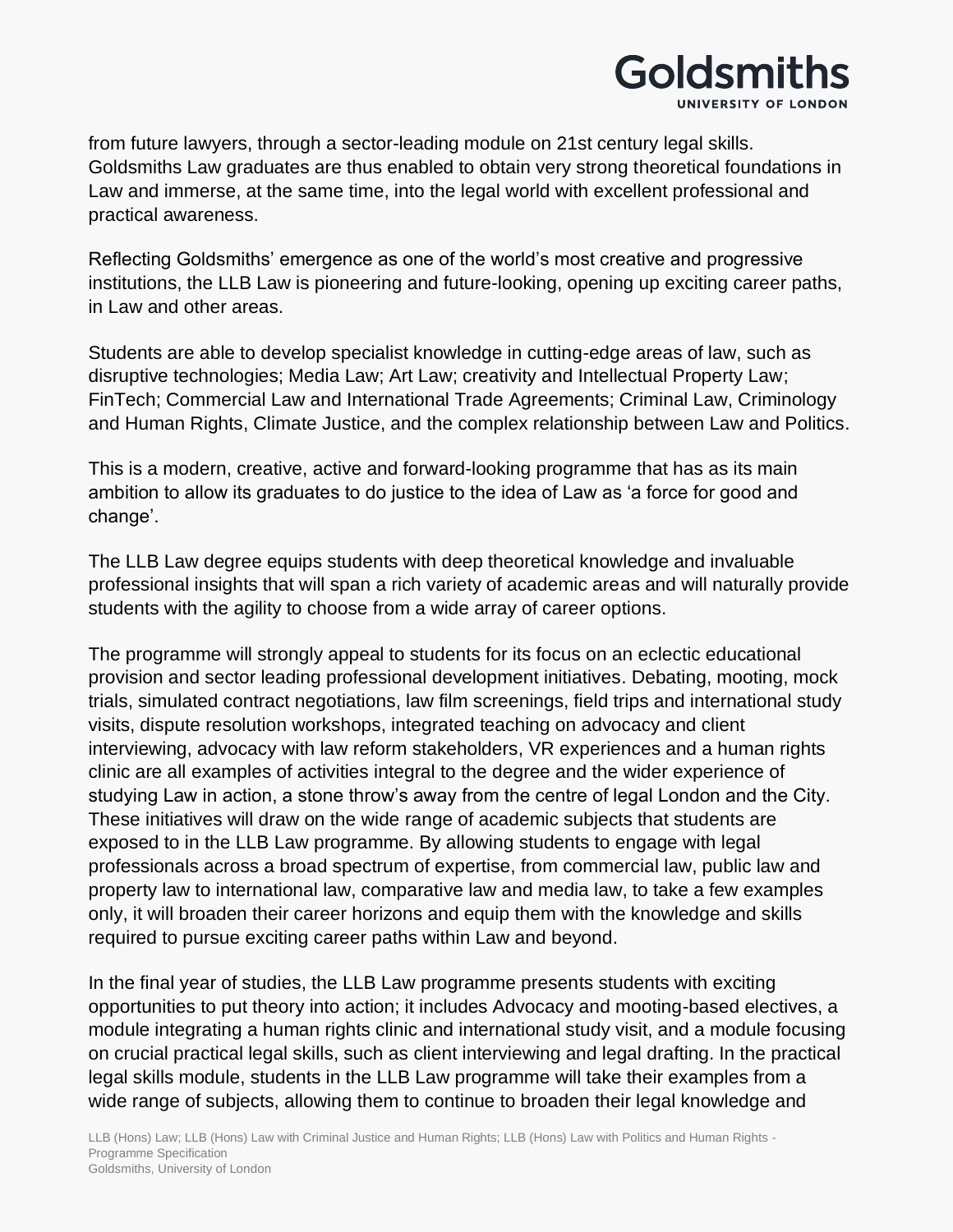from future lawyers, through a sector-leading module on 21st century legal skills. Goldsmiths Law graduates are thus enabled to obtain very strong theoretical foundations in Law and immerse, at the same time, into the legal world with excellent professional and practical awareness.

Reflecting Goldsmiths' emergence as one of the world's most creative and progressive institutions, the LLB Law is pioneering and future-looking, opening up exciting career paths, in Law and other areas.

Students are able to develop specialist knowledge in cutting-edge areas of law, such as disruptive technologies; Media Law; Art Law; creativity and Intellectual Property Law; FinTech; Commercial Law and International Trade Agreements; Criminal Law, Criminology and Human Rights, Climate Justice, and the complex relationship between Law and Politics.

This is a modern, creative, active and forward-looking programme that has as its main ambition to allow its graduates to do justice to the idea of Law as 'a force for good and change'.

The LLB Law degree equips students with deep theoretical knowledge and invaluable professional insights that will span a rich variety of academic areas and will naturally provide students with the agility to choose from a wide array of career options.

The programme will strongly appeal to students for its focus on an eclectic educational provision and sector leading professional development initiatives. Debating, mooting, mock trials, simulated contract negotiations, law film screenings, field trips and international study visits, dispute resolution workshops, integrated teaching on advocacy and client interviewing, advocacy with law reform stakeholders, VR experiences and a human rights clinic are all examples of activities integral to the degree and the wider experience of studying Law in action, a stone throw's away from the centre of legal London and the City. These initiatives will draw on the wide range of academic subjects that students are exposed to in the LLB Law programme. By allowing students to engage with legal professionals across a broad spectrum of expertise, from commercial law, public law and property law to international law, comparative law and media law, to take a few examples only, it will broaden their career horizons and equip them with the knowledge and skills required to pursue exciting career paths within Law and beyond.

In the final year of studies, the LLB Law programme presents students with exciting opportunities to put theory into action; it includes Advocacy and mooting-based electives, a module integrating a human rights clinic and international study visit, and a module focusing on crucial practical legal skills, such as client interviewing and legal drafting. In the practical legal skills module, students in the LLB Law programme will take their examples from a wide range of subjects, allowing them to continue to broaden their legal knowledge and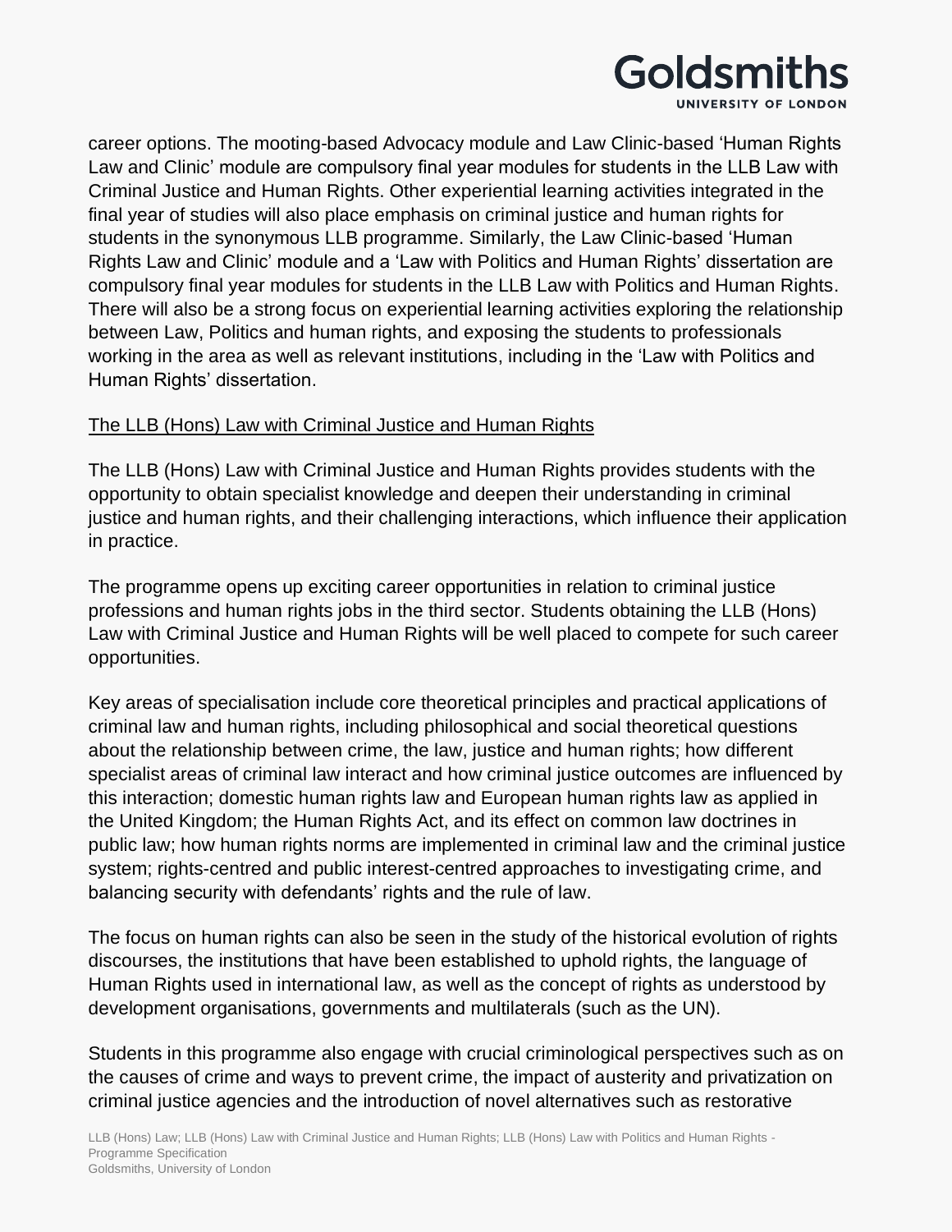career options. The mooting-based Advocacy module and Law Clinic-based 'Human Rights Law and Clinic' module are compulsory final year modules for students in the LLB Law with Criminal Justice and Human Rights. Other experiential learning activities integrated in the final year of studies will also place emphasis on criminal justice and human rights for students in the synonymous LLB programme. Similarly, the Law Clinic-based 'Human Rights Law and Clinic' module and a 'Law with Politics and Human Rights' dissertation are compulsory final year modules for students in the LLB Law with Politics and Human Rights. There will also be a strong focus on experiential learning activities exploring the relationship between Law, Politics and human rights, and exposing the students to professionals working in the area as well as relevant institutions, including in the 'Law with Politics and Human Rights' dissertation.

<u>The LLB (Hons) Law with Criminal Justice and Human Rights</u>

The LLB (Hons) Law with Criminal Justice and Human Rights provides students with the opportunity to obtain specialist knowledge and deepen their understanding in criminal justice and human rights, and their challenging interactions, which influence their application in practice.

The programme opens up exciting career opportunities in relation to criminal justice professions and human rights jobs in the third sector. Students obtaining the LLB (Hons) Law with Criminal Justice and Human Rights will be well placed to compete for such career opportunities.

Key areas of specialisation include core theoretical principles and practical applications of criminal law and human rights, including philosophical and social theoretical questions about the relationship between crime, the law, justice and human rights; how different specialist areas of criminal law interact and how criminal justice outcomes are influenced by this interaction; domestic human rights law and European human rights law as applied in the United Kingdom; the Human Rights Act, and its effect on common law doctrines in public law; how human rights norms are implemented in criminal law and the criminal justice system; rights-centred and public interest-centred approaches to investigating crime, and balancing security with defendants' rights and the rule of law.

The focus on human rights can also be seen in the study of the historical evolution of rights discourses, the institutions that have been established to uphold rights, the language of Human Rights used in international law, as well as the concept of rights as understood by development organisations, governments and multilaterals (such as the UN).

Students in this programme also engage with crucial criminological perspectives such as on the causes of crime and ways to prevent crime, the impact of austerity and privatization on criminal justice agencies and the introduction of novel alternatives such as restorative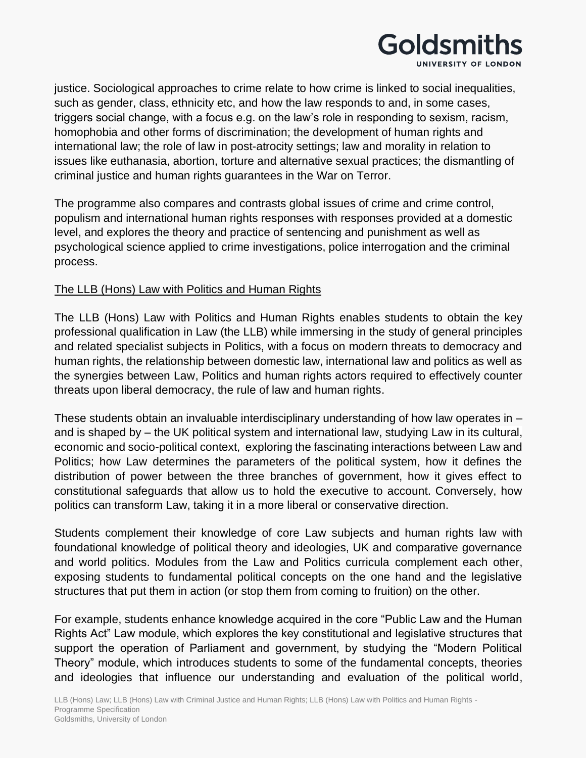justice. Sociological approaches to crime relate to how crime is linked to social inequalities, such as gender, class, ethnicity etc, and how the law responds to and, in some cases, triggers social change, with a focus e.g. on the law's role in responding to sexism, racism, homophobia and other forms of discrimination; the development of human rights and international law; the role of law in post-atrocity settings; law and morality in relation to issues like euthanasia, abortion, torture and alternative sexual practices; the dismantling of criminal justice and human rights guarantees in the War on Terror.

The programme also compares and contrasts global issues of crime and crime control, populism and international human rights responses with responses provided at a domestic level, and explores the theory and practice of sentencing and punishment as well as psychological science applied to crime investigations, police interrogation and the criminal process.

<u>The LLB (Hons) Law with Politics and Human Rights</u>

The LLB (Hons) Law with Politics and Human Rights enables students to obtain the key professional qualification in Law (the LLB) while immersing in the study of general principles and related specialist subjects in Politics, with a focus on modern threats to democracy and human rights, the relationship between domestic law, international law and politics as well as the synergies between Law, Politics and human rights actors required to effectively counter threats upon liberal democracy, the rule of law and human rights.

These students obtain an invaluable interdisciplinary understanding of how law operates in – and is shaped by – the UK political system and international law, studying Law in its cultural, economic and socio-political context, exploring the fascinating interactions between Law and Politics; how Law determines the parameters of the political system, how it defines the distribution of power between the three branches of government, how it gives effect to constitutional safeguards that allow us to hold the executive to account. Conversely, how politics can transform Law, taking it in a more liberal or conservative direction.

Students complement their knowledge of core Law subjects and human rights law with foundational knowledge of political theory and ideologies, UK and comparative governance and world politics. Modules from the Law and Politics curricula complement each other, exposing students to fundamental political concepts on the one hand and the legislative structures that put them in action (or stop them from coming to fruition) on the other.

For example, students enhance knowledge acquired in the core "Public Law and the Human Rights Act" Law module, which explores the key constitutional and legislative structures that support the operation of Parliament and government, by studying the "Modern Political Theory" module, which introduces students to some of the fundamental concepts, theories and ideologies that influence our understanding and evaluation of the political world,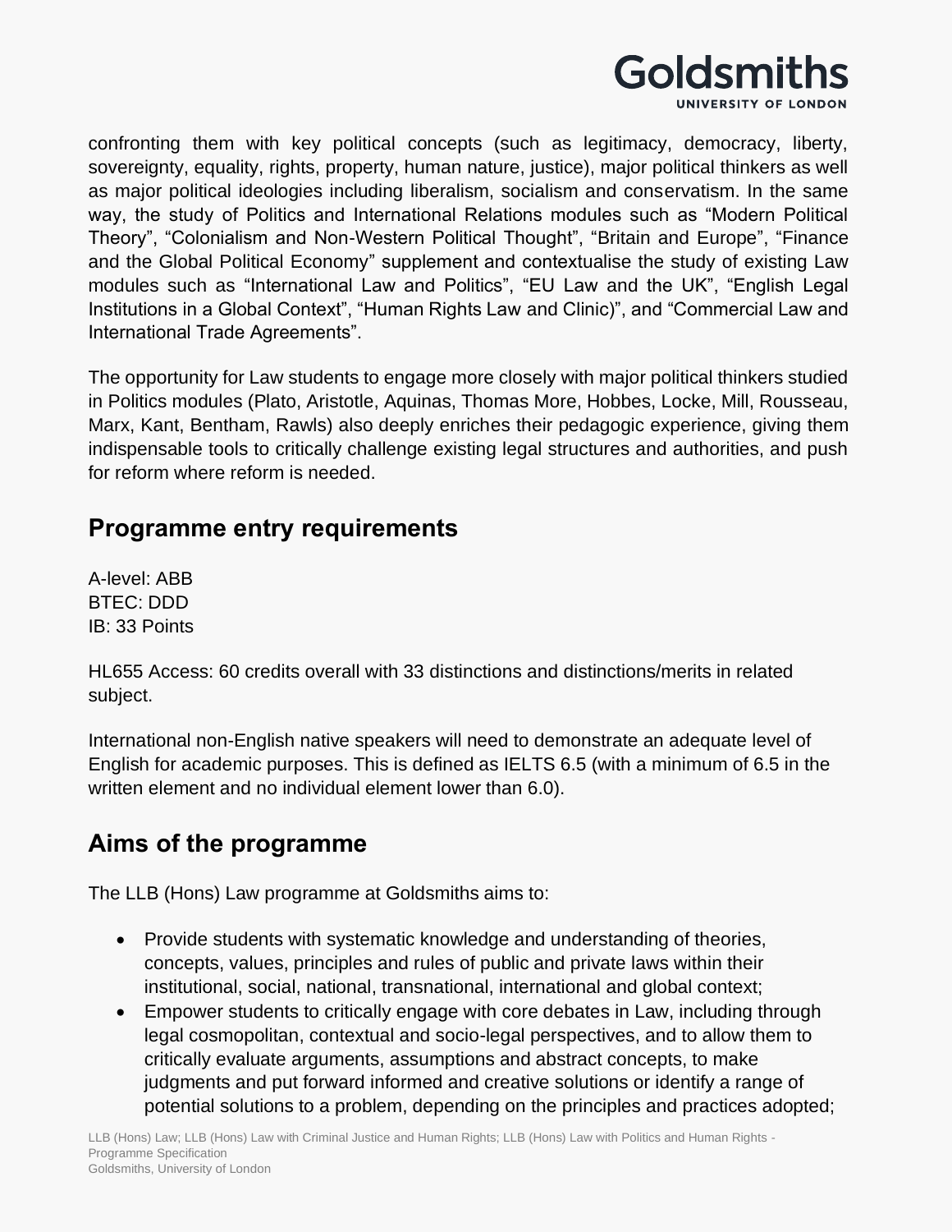confronting them with key political concepts (such as legitimacy, democracy, liberty, sovereignty, equality, rights, property, human nature, justice), major political thinkers as well as major political ideologies including liberalism, socialism and conservatism. In the same way, the study of Politics and International Relations modules such as "Modern Political Theory", "Colonialism and Non-Western Political Thought", "Britain and Europe", "Finance and the Global Political Economy" supplement and contextualise the study of existing Law modules such as "International Law and Politics", "EU Law and the UK", "English Legal Institutions in a Global Context", "Human Rights Law and Clinic)", and "Commercial Law and International Trade Agreements".

The opportunity for Law students to engage more closely with major political thinkers studied in Politics modules (Plato, Aristotle, Aquinas, Thomas More, Hobbes, Locke, Mill, Rousseau, Marx, Kant, Bentham, Rawls) also deeply enriches their pedagogic experience, giving them indispensable tools to critically challenge existing legal structures and authorities, and push for reform where reform is needed.

## Programme entry requirements

A-level: ABB
BTEC: DDD
IB: 33 Points

HL655 Access: 60 credits overall with 33 distinctions and distinctions/merits in related subject.

International non-English native speakers will need to demonstrate an adequate level of English for academic purposes. This is defined as IELTS 6.5 (with a minimum of 6.5 in the written element and no individual element lower than 6.0).

## Aims of the programme

The LLB (Hons) Law programme at Goldsmiths aims to:

- Provide students with systematic knowledge and understanding of theories, concepts, values, principles and rules of public and private laws within their institutional, social, national, transnational, international and global context;
- Empower students to critically engage with core debates in Law, including through legal cosmopolitan, contextual and socio-legal perspectives, and to allow them to critically evaluate arguments, assumptions and abstract concepts, to make judgments and put forward informed and creative solutions or identify a range of potential solutions to a problem, depending on the principles and practices adopted;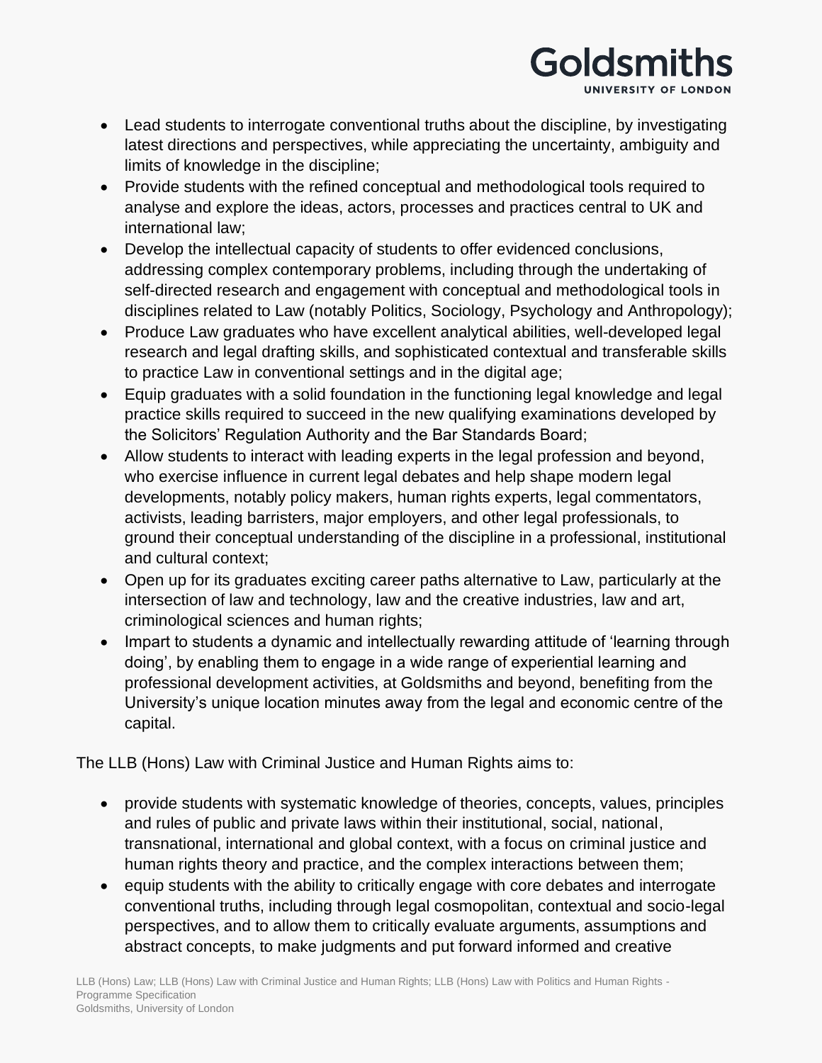- Lead students to interrogate conventional truths about the discipline, by investigating latest directions and perspectives, while appreciating the uncertainty, ambiguity and limits of knowledge in the discipline;
- Provide students with the refined conceptual and methodological tools required to analyse and explore the ideas, actors, processes and practices central to UK and international law;
- Develop the intellectual capacity of students to offer evidenced conclusions, addressing complex contemporary problems, including through the undertaking of self-directed research and engagement with conceptual and methodological tools in disciplines related to Law (notably Politics, Sociology, Psychology and Anthropology);
- Produce Law graduates who have excellent analytical abilities, well-developed legal research and legal drafting skills, and sophisticated contextual and transferable skills to practice Law in conventional settings and in the digital age;
- Equip graduates with a solid foundation in the functioning legal knowledge and legal practice skills required to succeed in the new qualifying examinations developed by the Solicitors' Regulation Authority and the Bar Standards Board;
- Allow students to interact with leading experts in the legal profession and beyond, who exercise influence in current legal debates and help shape modern legal developments, notably policy makers, human rights experts, legal commentators, activists, leading barristers, major employers, and other legal professionals, to ground their conceptual understanding of the discipline in a professional, institutional and cultural context;
- Open up for its graduates exciting career paths alternative to Law, particularly at the intersection of law and technology, law and the creative industries, law and art, criminological sciences and human rights;
- Impart to students a dynamic and intellectually rewarding attitude of 'learning through doing', by enabling them to engage in a wide range of experiential learning and professional development activities, at Goldsmiths and beyond, benefiting from the University's unique location minutes away from the legal and economic centre of the capital.

The LLB (Hons) Law with Criminal Justice and Human Rights aims to:

- provide students with systematic knowledge of theories, concepts, values, principles and rules of public and private laws within their institutional, social, national, transnational, international and global context, with a focus on criminal justice and human rights theory and practice, and the complex interactions between them;
- equip students with the ability to critically engage with core debates and interrogate conventional truths, including through legal cosmopolitan, contextual and socio-legal perspectives, and to allow them to critically evaluate arguments, assumptions and abstract concepts, to make judgments and put forward informed and creative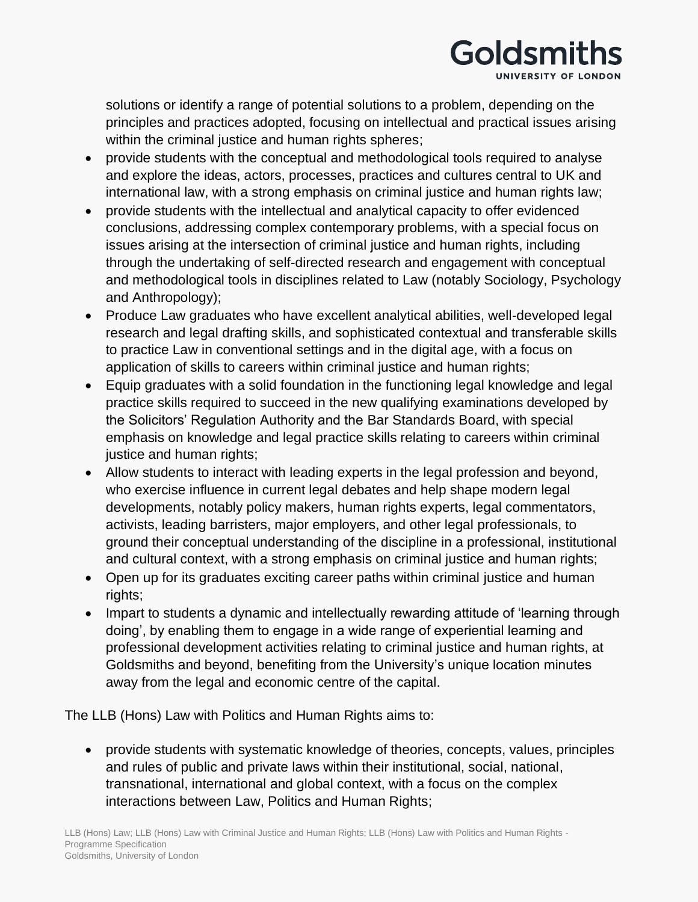solutions or identify a range of potential solutions to a problem, depending on the principles and practices adopted, focusing on intellectual and practical issues arising within the criminal justice and human rights spheres;

- provide students with the conceptual and methodological tools required to analyse and explore the ideas, actors, processes, practices and cultures central to UK and international law, with a strong emphasis on criminal justice and human rights law;
- provide students with the intellectual and analytical capacity to offer evidenced conclusions, addressing complex contemporary problems, with a special focus on issues arising at the intersection of criminal justice and human rights, including through the undertaking of self-directed research and engagement with conceptual and methodological tools in disciplines related to Law (notably Sociology, Psychology and Anthropology);
- Produce Law graduates who have excellent analytical abilities, well-developed legal research and legal drafting skills, and sophisticated contextual and transferable skills to practice Law in conventional settings and in the digital age, with a focus on application of skills to careers within criminal justice and human rights;
- Equip graduates with a solid foundation in the functioning legal knowledge and legal practice skills required to succeed in the new qualifying examinations developed by the Solicitors' Regulation Authority and the Bar Standards Board, with special emphasis on knowledge and legal practice skills relating to careers within criminal justice and human rights;
- Allow students to interact with leading experts in the legal profession and beyond, who exercise influence in current legal debates and help shape modern legal developments, notably policy makers, human rights experts, legal commentators, activists, leading barristers, major employers, and other legal professionals, to ground their conceptual understanding of the discipline in a professional, institutional and cultural context, with a strong emphasis on criminal justice and human rights;
- Open up for its graduates exciting career paths within criminal justice and human rights;
- Impart to students a dynamic and intellectually rewarding attitude of 'learning through doing', by enabling them to engage in a wide range of experiential learning and professional development activities relating to criminal justice and human rights, at Goldsmiths and beyond, benefiting from the University's unique location minutes away from the legal and economic centre of the capital.

The LLB (Hons) Law with Politics and Human Rights aims to:

- provide students with systematic knowledge of theories, concepts, values, principles and rules of public and private laws within their institutional, social, national, transnational, international and global context, with a focus on the complex interactions between Law, Politics and Human Rights;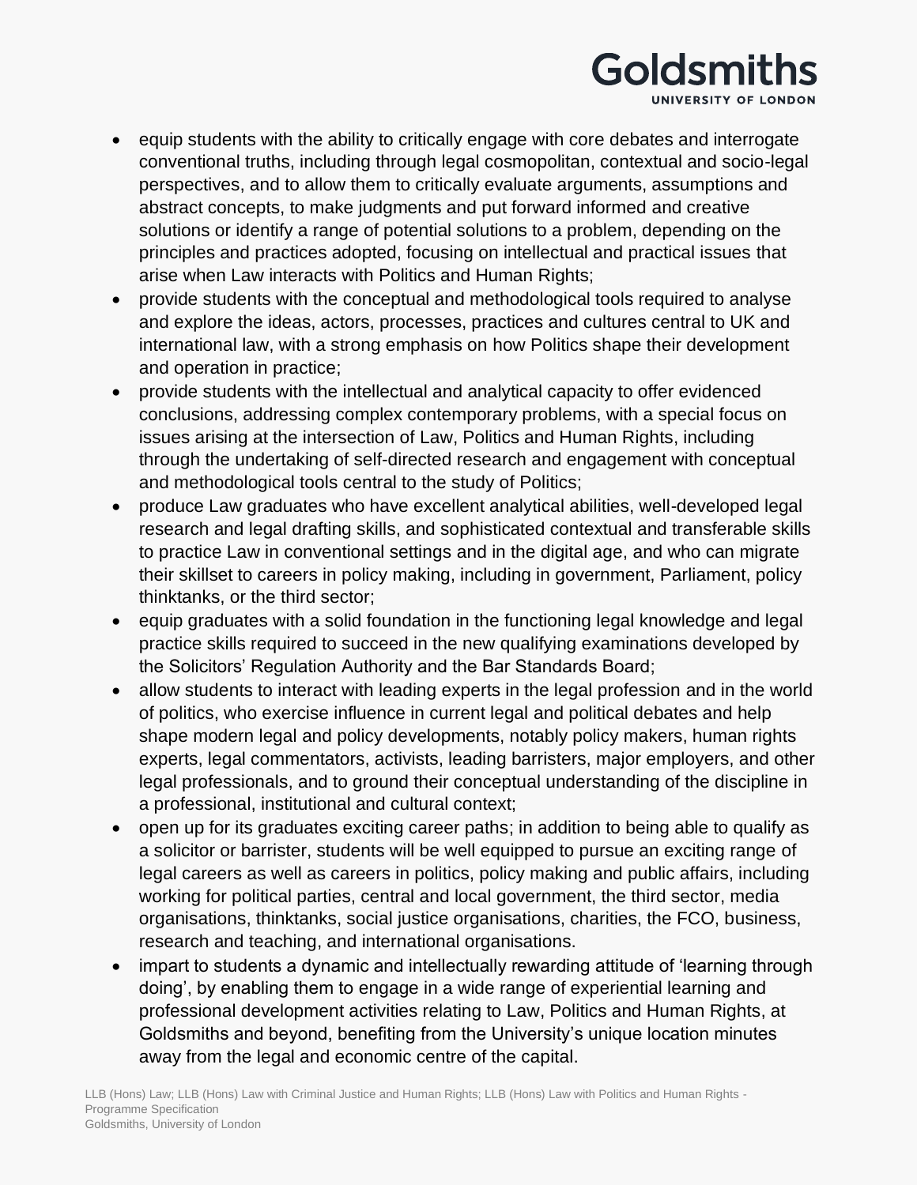- equip students with the ability to critically engage with core debates and interrogate conventional truths, including through legal cosmopolitan, contextual and socio-legal perspectives, and to allow them to critically evaluate arguments, assumptions and abstract concepts, to make judgments and put forward informed and creative solutions or identify a range of potential solutions to a problem, depending on the principles and practices adopted, focusing on intellectual and practical issues that arise when Law interacts with Politics and Human Rights;
- provide students with the conceptual and methodological tools required to analyse and explore the ideas, actors, processes, practices and cultures central to UK and international law, with a strong emphasis on how Politics shape their development and operation in practice;
- provide students with the intellectual and analytical capacity to offer evidenced conclusions, addressing complex contemporary problems, with a special focus on issues arising at the intersection of Law, Politics and Human Rights, including through the undertaking of self-directed research and engagement with conceptual and methodological tools central to the study of Politics;
- produce Law graduates who have excellent analytical abilities, well-developed legal research and legal drafting skills, and sophisticated contextual and transferable skills to practice Law in conventional settings and in the digital age, and who can migrate their skillset to careers in policy making, including in government, Parliament, policy thinktanks, or the third sector;
- equip graduates with a solid foundation in the functioning legal knowledge and legal practice skills required to succeed in the new qualifying examinations developed by the Solicitors' Regulation Authority and the Bar Standards Board;
- allow students to interact with leading experts in the legal profession and in the world of politics, who exercise influence in current legal and political debates and help shape modern legal and policy developments, notably policy makers, human rights experts, legal commentators, activists, leading barristers, major employers, and other legal professionals, and to ground their conceptual understanding of the discipline in a professional, institutional and cultural context;
- open up for its graduates exciting career paths; in addition to being able to qualify as a solicitor or barrister, students will be well equipped to pursue an exciting range of legal careers as well as careers in politics, policy making and public affairs, including working for political parties, central and local government, the third sector, media organisations, thinktanks, social justice organisations, charities, the FCO, business, research and teaching, and international organisations.
- impart to students a dynamic and intellectually rewarding attitude of 'learning through doing', by enabling them to engage in a wide range of experiential learning and professional development activities relating to Law, Politics and Human Rights, at Goldsmiths and beyond, benefiting from the University's unique location minutes away from the legal and economic centre of the capital.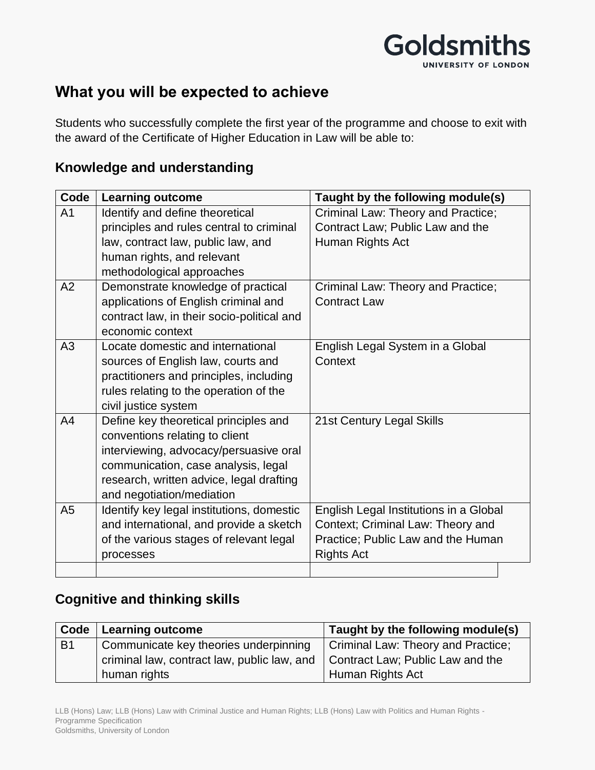## What you will be expected to achieve

Students who successfully complete the first year of the programme and choose to exit with the award of the Certificate of Higher Education in Law will be able to:

### Knowledge and understanding

| Code | Learning outcome | Taught by the following module(s) |
|---|---|---|
| A1 | Identify and define theoretical principles and rules central to criminal law, contract law, public law, and human rights, and relevant methodological approaches | Criminal Law: Theory and Practice; Contract Law; Public Law and the Human Rights Act |
| A2 | Demonstrate knowledge of practical applications of English criminal and contract law, in their socio-political and economic context | Criminal Law: Theory and Practice; Contract Law |
| A3 | Locate domestic and international sources of English law, courts and practitioners and principles, including rules relating to the operation of the civil justice system | English Legal System in a Global Context |
| A4 | Define key theoretical principles and conventions relating to client interviewing, advocacy/persuasive oral communication, case analysis, legal research, written advice, legal drafting and negotiation/mediation | 21st Century Legal Skills |
| A5 | Identify key legal institutions, domestic and international, and provide a sketch of the various stages of relevant legal processes | English Legal Institutions in a Global Context; Criminal Law: Theory and Practice; Public Law and the Human Rights Act |
| | | |

### Cognitive and thinking skills

| Code | Learning outcome | Taught by the following module(s) |
|---|---|---|
| B1 | Communicate key theories underpinning criminal law, contract law, public law, and human rights | Criminal Law: Theory and Practice; Contract Law; Public Law and the Human Rights Act |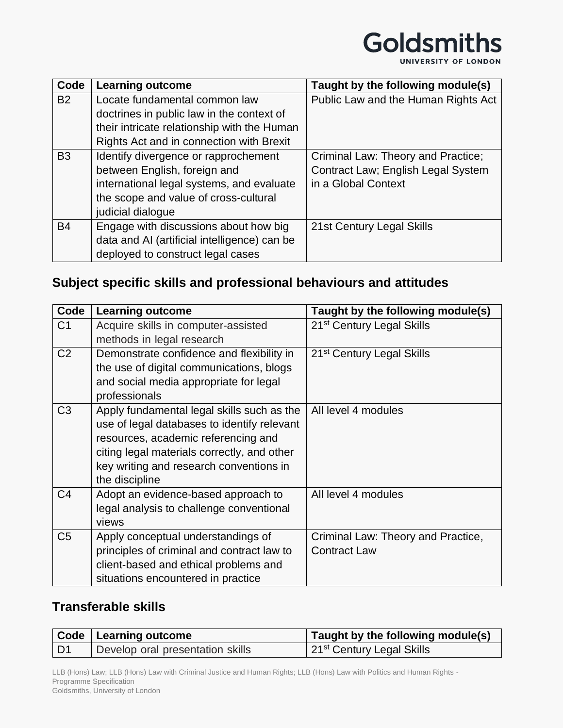| Code | Learning outcome | Taught by the following module(s) |
| --- | --- | --- |
| B2 | Locate fundamental common law doctrines in public law in the context of their intricate relationship with the Human Rights Act and in connection with Brexit | Public Law and the Human Rights Act |
| B3 | Identify divergence or rapprochement between English, foreign and international legal systems, and evaluate the scope and value of cross-cultural judicial dialogue | Criminal Law: Theory and Practice; Contract Law; English Legal System in a Global Context |
| B4 | Engage with discussions about how big data and AI (artificial intelligence) can be deployed to construct legal cases | 21st Century Legal Skills |

## Subject specific skills and professional behaviours and attitudes

| Code | Learning outcome | Taught by the following module(s) |
| --- | --- | --- |
| C1 | Acquire skills in computer-assisted methods in legal research | 21st Century Legal Skills |
| C2 | Demonstrate confidence and flexibility in the use of digital communications, blogs and social media appropriate for legal professionals | 21st Century Legal Skills |
| C3 | Apply fundamental legal skills such as the use of legal databases to identify relevant resources, academic referencing and citing legal materials correctly, and other key writing and research conventions in the discipline | All level 4 modules |
| C4 | Adopt an evidence-based approach to legal analysis to challenge conventional views | All level 4 modules |
| C5 | Apply conceptual understandings of principles of criminal and contract law to client-based and ethical problems and situations encountered in practice | Criminal Law: Theory and Practice, Contract Law |

## Transferable skills

| Code | Learning outcome | Taught by the following module(s) |
| --- | --- | --- |
| D1 | Develop oral presentation skills | 21st Century Legal Skills |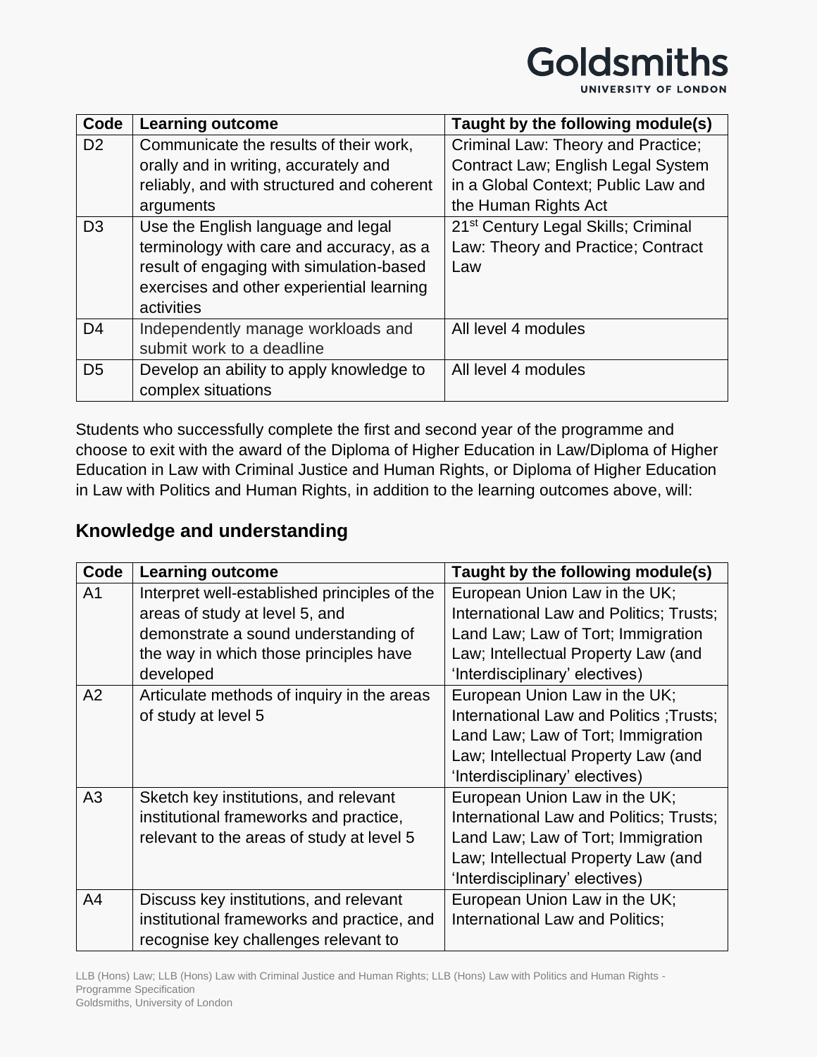| Code | Learning outcome | Taught by the following module(s) |
|---|---|---|
| D2 | Communicate the results of their work, orally and in writing, accurately and reliably, and with structured and coherent arguments | Criminal Law: Theory and Practice; Contract Law; English Legal System in a Global Context; Public Law and the Human Rights Act |
| D3 | Use the English language and legal terminology with care and accuracy, as a result of engaging with simulation-based exercises and other experiential learning activities | 21st Century Legal Skills; Criminal Law: Theory and Practice; Contract Law |
| D4 | Independently manage workloads and submit work to a deadline | All level 4 modules |
| D5 | Develop an ability to apply knowledge to complex situations | All level 4 modules |

Students who successfully complete the first and second year of the programme and choose to exit with the award of the Diploma of Higher Education in Law/Diploma of Higher Education in Law with Criminal Justice and Human Rights, or Diploma of Higher Education in Law with Politics and Human Rights, in addition to the learning outcomes above, will:

## Knowledge and understanding

| Code | Learning outcome | Taught by the following module(s) |
|---|---|---|
| A1 | Interpret well-established principles of the areas of study at level 5, and demonstrate a sound understanding of the way in which those principles have developed | European Union Law in the UK; International Law and Politics; Trusts; Land Law; Law of Tort; Immigration Law; Intellectual Property Law (and 'Interdisciplinary' electives) |
| A2 | Articulate methods of inquiry in the areas of study at level 5 | European Union Law in the UK; International Law and Politics ;Trusts; Land Law; Law of Tort; Immigration Law; Intellectual Property Law (and 'Interdisciplinary' electives) |
| A3 | Sketch key institutions, and relevant institutional frameworks and practice, relevant to the areas of study at level 5 | European Union Law in the UK; International Law and Politics; Trusts; Land Law; Law of Tort; Immigration Law; Intellectual Property Law (and 'Interdisciplinary' electives) |
| A4 | Discuss key institutions, and relevant institutional frameworks and practice, and recognise key challenges relevant to | European Union Law in the UK; International Law and Politics; |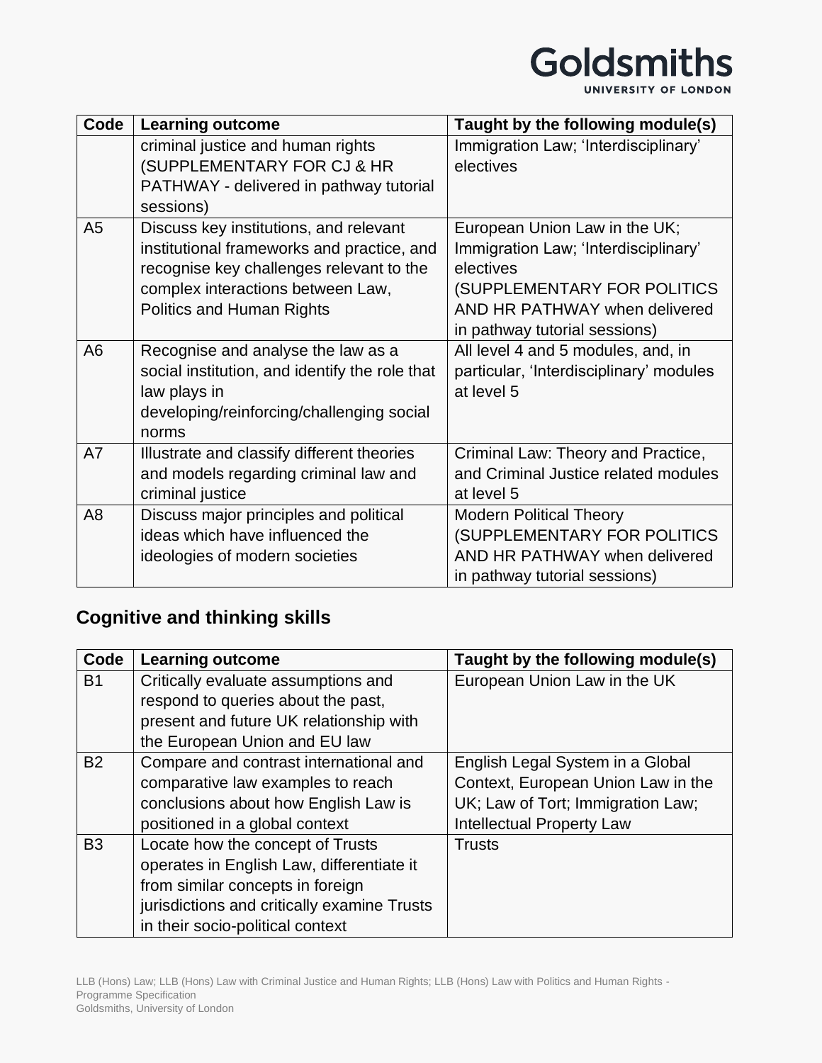| Code | Learning outcome | Taught by the following module(s) |
|---|---|---|
| | criminal justice and human rights (SUPPLEMENTARY FOR CJ & HR PATHWAY - delivered in pathway tutorial sessions) | Immigration Law; 'Interdisciplinary' electives |
| A5 | Discuss key institutions, and relevant institutional frameworks and practice, and recognise key challenges relevant to the complex interactions between Law, Politics and Human Rights | European Union Law in the UK; Immigration Law; 'Interdisciplinary' electives (SUPPLEMENTARY FOR POLITICS AND HR PATHWAY when delivered in pathway tutorial sessions) |
| A6 | Recognise and analyse the law as a social institution, and identify the role that law plays in developing/reinforcing/challenging social norms | All level 4 and 5 modules, and, in particular, 'Interdisciplinary' modules at level 5 |
| A7 | Illustrate and classify different theories and models regarding criminal law and criminal justice | Criminal Law: Theory and Practice, and Criminal Justice related modules at level 5 |
| A8 | Discuss major principles and political ideas which have influenced the ideologies of modern societies | Modern Political Theory (SUPPLEMENTARY FOR POLITICS AND HR PATHWAY when delivered in pathway tutorial sessions) |

## Cognitive and thinking skills

| Code | Learning outcome | Taught by the following module(s) |
|---|---|---|
| B1 | Critically evaluate assumptions and respond to queries about the past, present and future UK relationship with the European Union and EU law | European Union Law in the UK |
| B2 | Compare and contrast international and comparative law examples to reach conclusions about how English Law is positioned in a global context | English Legal System in a Global Context, European Union Law in the UK; Law of Tort; Immigration Law; Intellectual Property Law |
| B3 | Locate how the concept of Trusts operates in English Law, differentiate it from similar concepts in foreign jurisdictions and critically examine Trusts in their socio-political context | Trusts |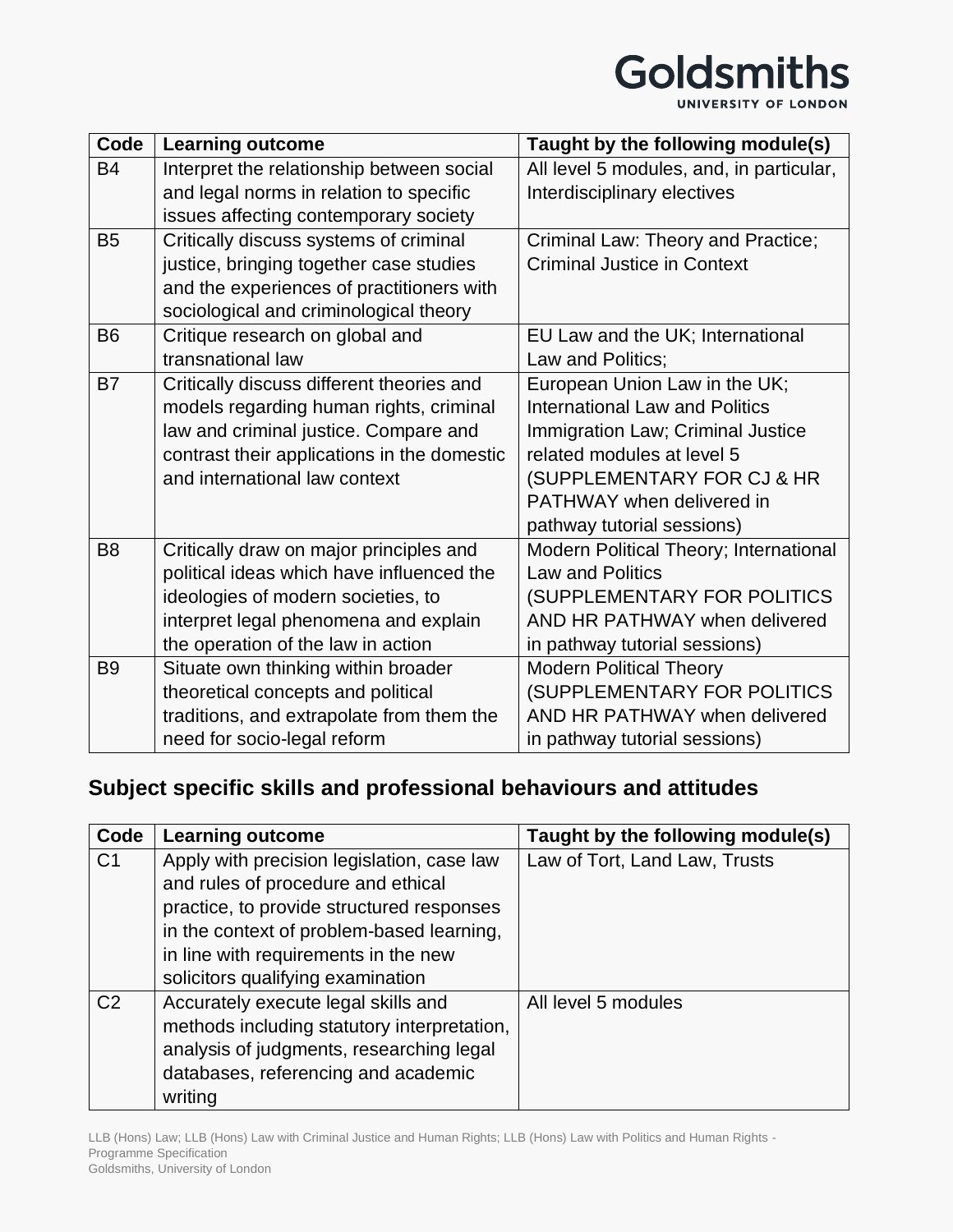| Code | Learning outcome | Taught by the following module(s) |
|---|---|---|
| B4 | Interpret the relationship between social and legal norms in relation to specific issues affecting contemporary society | All level 5 modules, and, in particular, Interdisciplinary electives |
| B5 | Critically discuss systems of criminal justice, bringing together case studies and the experiences of practitioners with sociological and criminological theory | Criminal Law: Theory and Practice; Criminal Justice in Context |
| B6 | Critique research on global and transnational law | EU Law and the UK; International Law and Politics; |
| B7 | Critically discuss different theories and models regarding human rights, criminal law and criminal justice. Compare and contrast their applications in the domestic and international law context | European Union Law in the UK; International Law and Politics Immigration Law; Criminal Justice related modules at level 5 (SUPPLEMENTARY FOR CJ & HR PATHWAY when delivered in pathway tutorial sessions) |
| B8 | Critically draw on major principles and political ideas which have influenced the ideologies of modern societies, to interpret legal phenomena and explain the operation of the law in action | Modern Political Theory; International Law and Politics (SUPPLEMENTARY FOR POLITICS AND HR PATHWAY when delivered in pathway tutorial sessions) |
| B9 | Situate own thinking within broader theoretical concepts and political traditions, and extrapolate from them the need for socio-legal reform | Modern Political Theory (SUPPLEMENTARY FOR POLITICS AND HR PATHWAY when delivered in pathway tutorial sessions) |

## Subject specific skills and professional behaviours and attitudes

| Code | Learning outcome | Taught by the following module(s) |
|---|---|---|
| C1 | Apply with precision legislation, case law and rules of procedure and ethical practice, to provide structured responses in the context of problem-based learning, in line with requirements in the new solicitors qualifying examination | Law of Tort, Land Law, Trusts |
| C2 | Accurately execute legal skills and methods including statutory interpretation, analysis of judgments, researching legal databases, referencing and academic writing | All level 5 modules |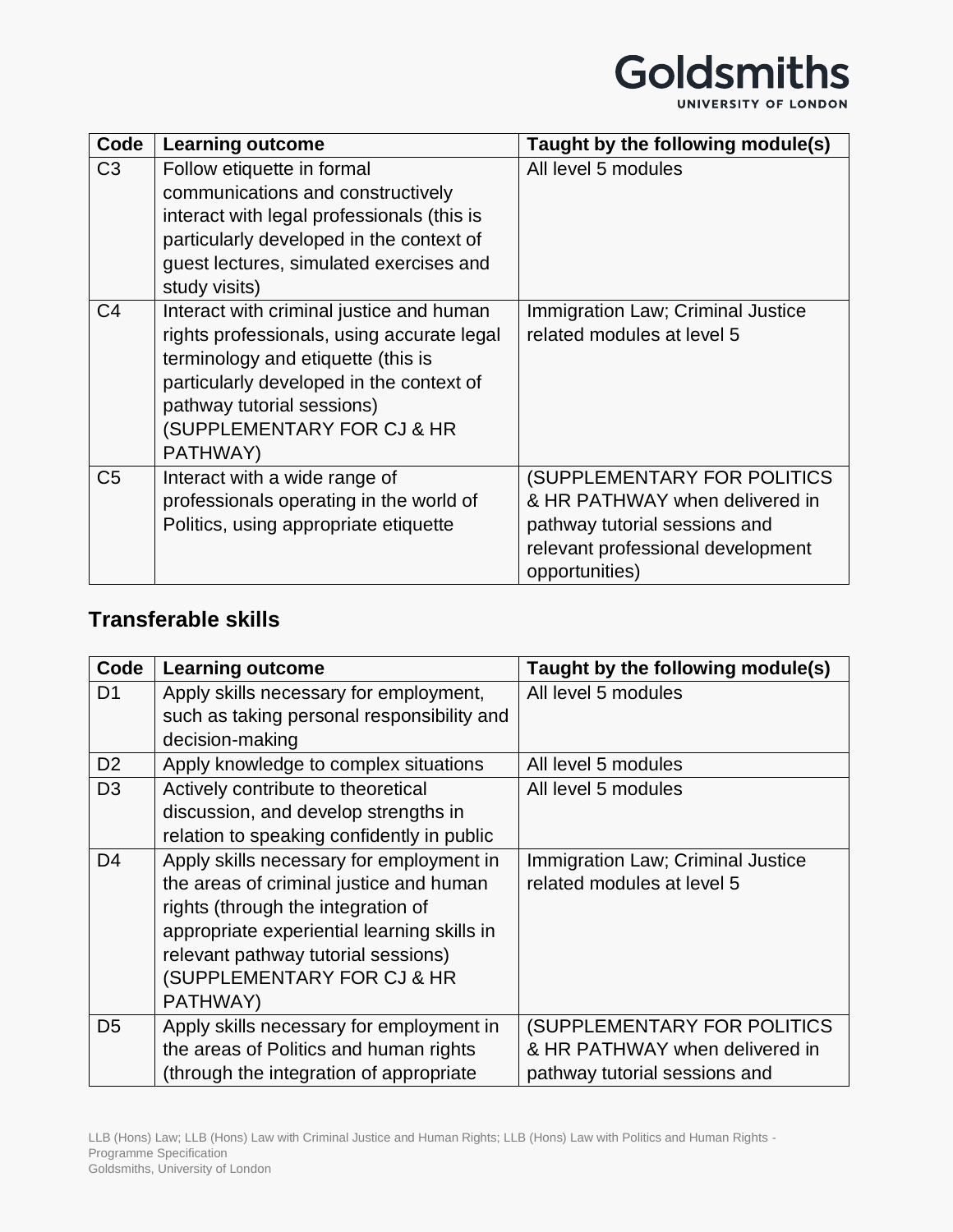| Code | Learning outcome | Taught by the following module(s) |
| --- | --- | --- |
| C3 | Follow etiquette in formal communications and constructively interact with legal professionals (this is particularly developed in the context of guest lectures, simulated exercises and study visits) | All level 5 modules |
| C4 | Interact with criminal justice and human rights professionals, using accurate legal terminology and etiquette (this is particularly developed in the context of pathway tutorial sessions) (SUPPLEMENTARY FOR CJ & HR PATHWAY) | Immigration Law; Criminal Justice related modules at level 5 |
| C5 | Interact with a wide range of professionals operating in the world of Politics, using appropriate etiquette | (SUPPLEMENTARY FOR POLITICS & HR PATHWAY when delivered in pathway tutorial sessions and relevant professional development opportunities) |

## Transferable skills

| Code | Learning outcome | Taught by the following module(s) |
| --- | --- | --- |
| D1 | Apply skills necessary for employment, such as taking personal responsibility and decision-making | All level 5 modules |
| D2 | Apply knowledge to complex situations | All level 5 modules |
| D3 | Actively contribute to theoretical discussion, and develop strengths in relation to speaking confidently in public | All level 5 modules |
| D4 | Apply skills necessary for employment in the areas of criminal justice and human rights (through the integration of appropriate experiential learning skills in relevant pathway tutorial sessions) (SUPPLEMENTARY FOR CJ & HR PATHWAY) | Immigration Law; Criminal Justice related modules at level 5 |
| D5 | Apply skills necessary for employment in the areas of Politics and human rights (through the integration of appropriate | (SUPPLEMENTARY FOR POLITICS & HR PATHWAY when delivered in pathway tutorial sessions and |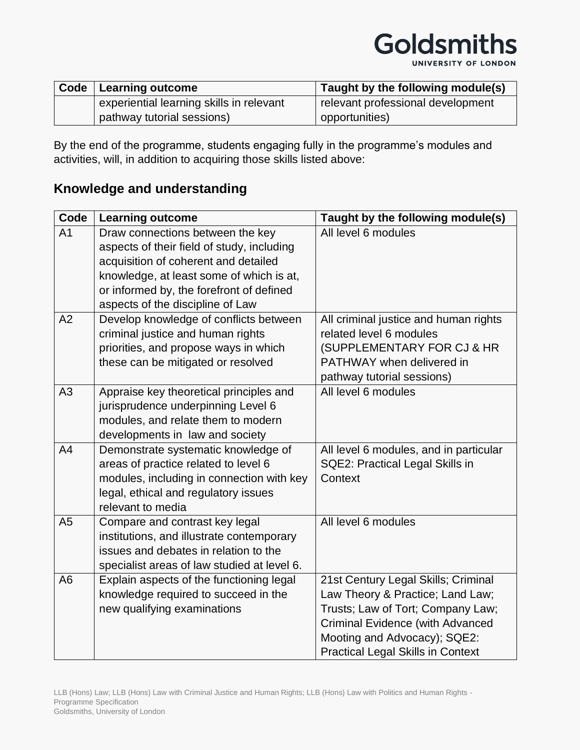| Code | Learning outcome | Taught by the following module(s) |
|---|---|---|
| | experiential learning skills in relevant pathway tutorial sessions) | relevant professional development opportunities) |

By the end of the programme, students engaging fully in the programme's modules and activities, will, in addition to acquiring those skills listed above:

### Knowledge and understanding

| Code | Learning outcome | Taught by the following module(s) |
|---|---|---|
| A1 | Draw connections between the key aspects of their field of study, including acquisition of coherent and detailed knowledge, at least some of which is at, or informed by, the forefront of defined aspects of the discipline of Law | All level 6 modules |
| A2 | Develop knowledge of conflicts between criminal justice and human rights priorities, and propose ways in which these can be mitigated or resolved | All criminal justice and human rights related level 6 modules (SUPPLEMENTARY FOR CJ & HR PATHWAY when delivered in pathway tutorial sessions) |
| A3 | Appraise key theoretical principles and jurisprudence underpinning Level 6 modules, and relate them to modern developments in law and society | All level 6 modules |
| A4 | Demonstrate systematic knowledge of areas of practice related to level 6 modules, including in connection with key legal, ethical and regulatory issues relevant to media | All level 6 modules, and in particular SQE2: Practical Legal Skills in Context |
| A5 | Compare and contrast key legal institutions, and illustrate contemporary issues and debates in relation to the specialist areas of law studied at level 6. | All level 6 modules |
| A6 | Explain aspects of the functioning legal knowledge required to succeed in the new qualifying examinations | 21st Century Legal Skills; Criminal Law Theory & Practice; Land Law; Trusts; Law of Tort; Company Law; Criminal Evidence (with Advanced Mooting and Advocacy); SQE2: Practical Legal Skills in Context |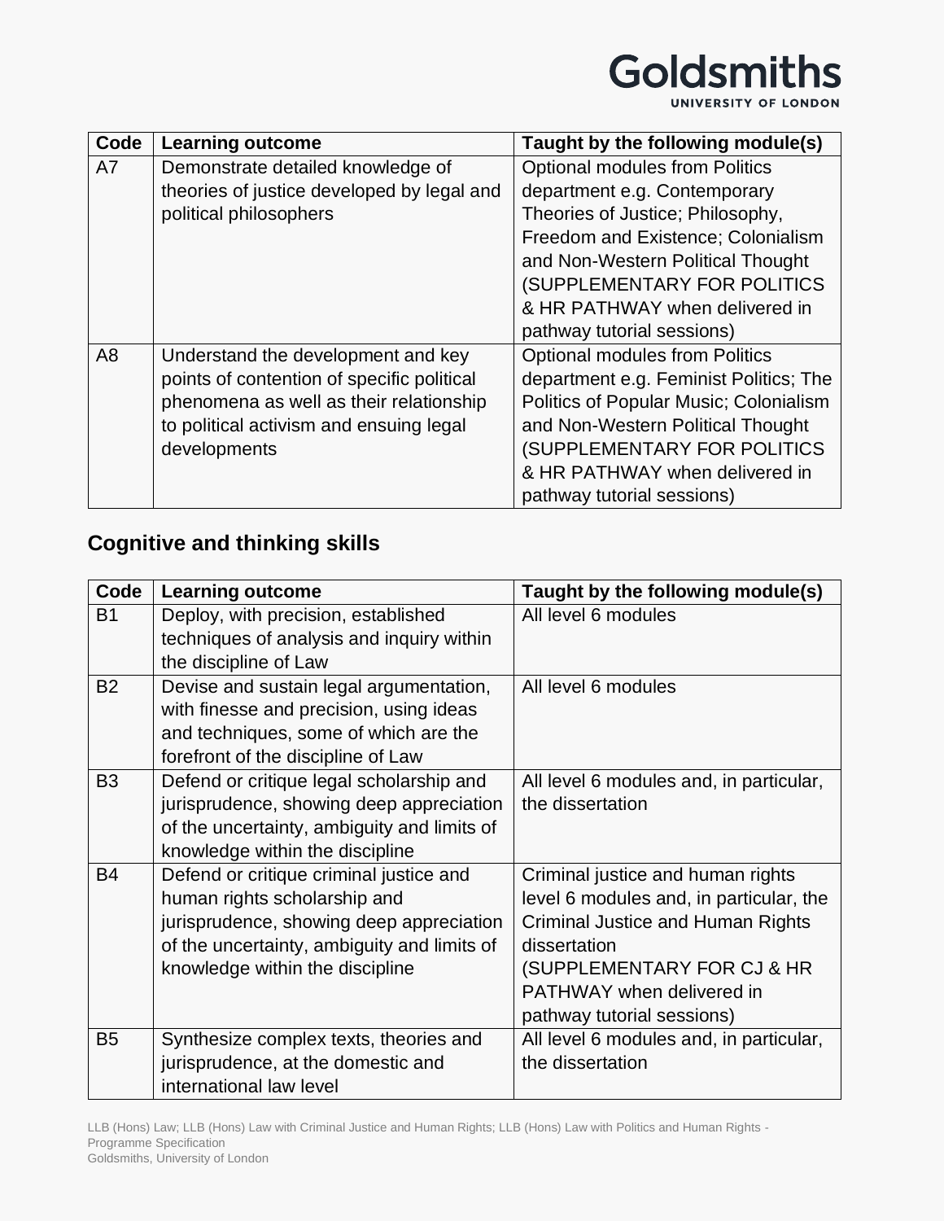| Code | Learning outcome | Taught by the following module(s) |
|---|---|---|
| A7 | Demonstrate detailed knowledge of theories of justice developed by legal and political philosophers | Optional modules from Politics department e.g. Contemporary Theories of Justice; Philosophy, Freedom and Existence; Colonialism and Non-Western Political Thought (SUPPLEMENTARY FOR POLITICS & HR PATHWAY when delivered in pathway tutorial sessions) |
| A8 | Understand the development and key points of contention of specific political phenomena as well as their relationship to political activism and ensuing legal developments | Optional modules from Politics department e.g. Feminist Politics; The Politics of Popular Music; Colonialism and Non-Western Political Thought (SUPPLEMENTARY FOR POLITICS & HR PATHWAY when delivered in pathway tutorial sessions) |

## Cognitive and thinking skills

| Code | Learning outcome | Taught by the following module(s) |
|---|---|---|
| B1 | Deploy, with precision, established techniques of analysis and inquiry within the discipline of Law | All level 6 modules |
| B2 | Devise and sustain legal argumentation, with finesse and precision, using ideas and techniques, some of which are the forefront of the discipline of Law | All level 6 modules |
| B3 | Defend or critique legal scholarship and jurisprudence, showing deep appreciation of the uncertainty, ambiguity and limits of knowledge within the discipline | All level 6 modules and, in particular, the dissertation |
| B4 | Defend or critique criminal justice and human rights scholarship and jurisprudence, showing deep appreciation of the uncertainty, ambiguity and limits of knowledge within the discipline | Criminal justice and human rights level 6 modules and, in particular, the Criminal Justice and Human Rights dissertation (SUPPLEMENTARY FOR CJ & HR PATHWAY when delivered in pathway tutorial sessions) |
| B5 | Synthesize complex texts, theories and jurisprudence, at the domestic and international law level | All level 6 modules and, in particular, the dissertation |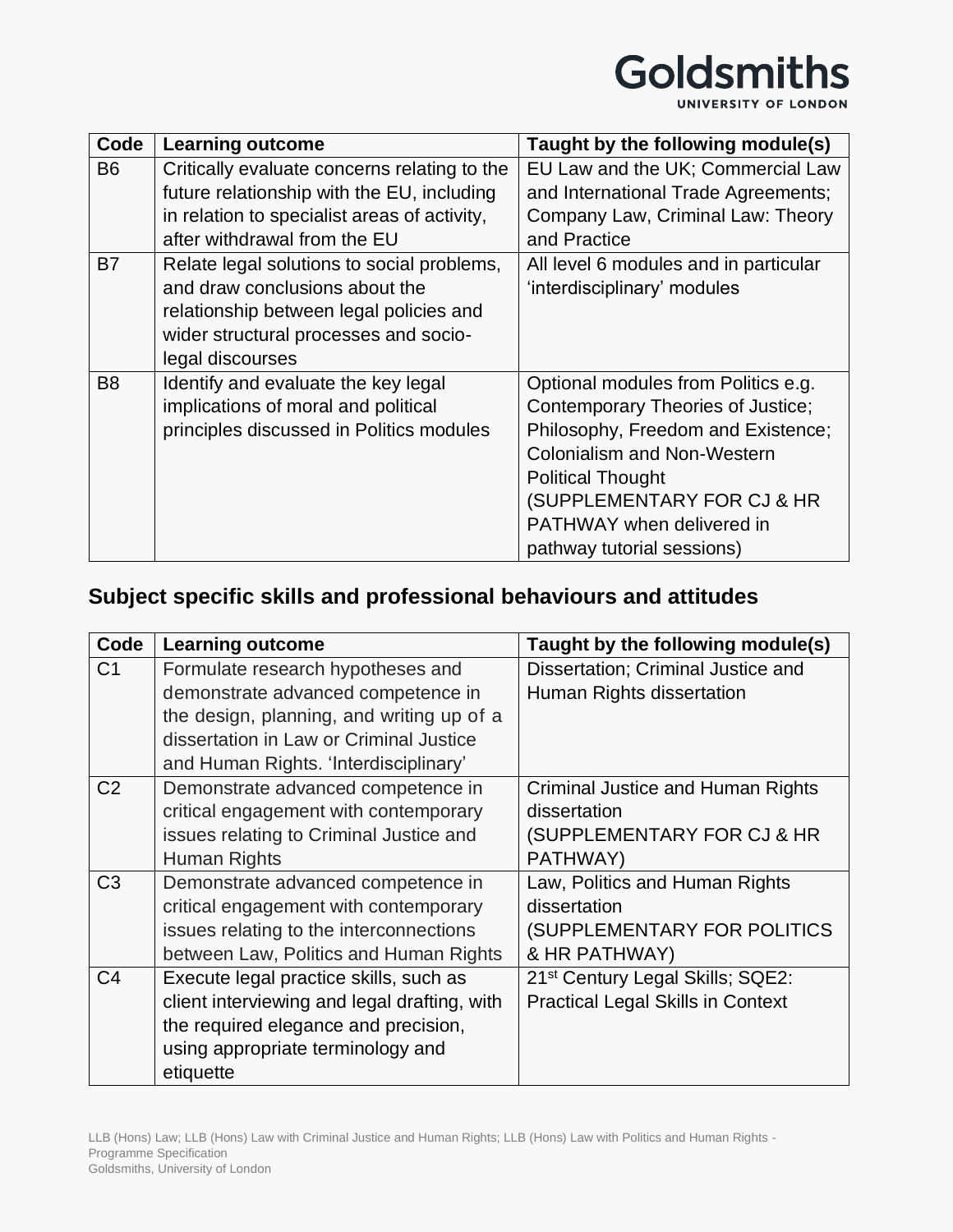| Code | Learning outcome | Taught by the following module(s) |
| --- | --- | --- |
| B6 | Critically evaluate concerns relating to the future relationship with the EU, including in relation to specialist areas of activity, after withdrawal from the EU | EU Law and the UK; Commercial Law and International Trade Agreements; Company Law, Criminal Law: Theory and Practice |
| B7 | Relate legal solutions to social problems, and draw conclusions about the relationship between legal policies and wider structural processes and socio-legal discourses | All level 6 modules and in particular 'interdisciplinary' modules |
| B8 | Identify and evaluate the key legal implications of moral and political principles discussed in Politics modules | Optional modules from Politics e.g. Contemporary Theories of Justice; Philosophy, Freedom and Existence; Colonialism and Non-Western Political Thought (SUPPLEMENTARY FOR CJ & HR PATHWAY when delivered in pathway tutorial sessions) |

## Subject specific skills and professional behaviours and attitudes

| Code | Learning outcome | Taught by the following module(s) |
| --- | --- | --- |
| C1 | Formulate research hypotheses and demonstrate advanced competence in the design, planning, and writing up of a dissertation in Law or Criminal Justice and Human Rights. 'Interdisciplinary' | Dissertation; Criminal Justice and Human Rights dissertation |
| C2 | Demonstrate advanced competence in critical engagement with contemporary issues relating to Criminal Justice and Human Rights | Criminal Justice and Human Rights dissertation (SUPPLEMENTARY FOR CJ & HR PATHWAY) |
| C3 | Demonstrate advanced competence in critical engagement with contemporary issues relating to the interconnections between Law, Politics and Human Rights | Law, Politics and Human Rights dissertation (SUPPLEMENTARY FOR POLITICS & HR PATHWAY) |
| C4 | Execute legal practice skills, such as client interviewing and legal drafting, with the required elegance and precision, using appropriate terminology and etiquette | 21st Century Legal Skills; SQE2: Practical Legal Skills in Context |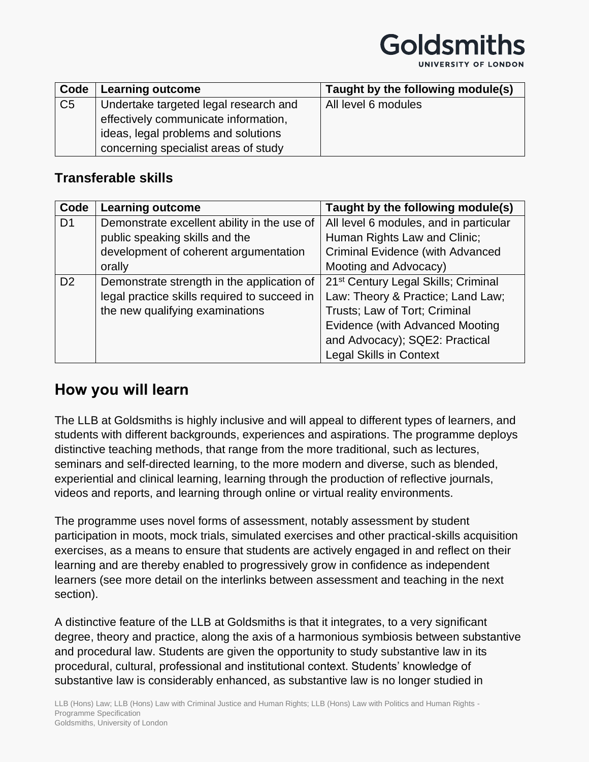| Code | Learning outcome | Taught by the following module(s) |
|---|---|---|
| C5 | Undertake targeted legal research and effectively communicate information, ideas, legal problems and solutions concerning specialist areas of study | All level 6 modules |

### Transferable skills

| Code | Learning outcome | Taught by the following module(s) |
|---|---|---|
| D1 | Demonstrate excellent ability in the use of public speaking skills and the development of coherent argumentation orally | All level 6 modules, and in particular Human Rights Law and Clinic; Criminal Evidence (with Advanced Mooting and Advocacy) |
| D2 | Demonstrate strength in the application of legal practice skills required to succeed in the new qualifying examinations | 21st Century Legal Skills; Criminal Law: Theory & Practice; Land Law; Trusts; Law of Tort; Criminal Evidence (with Advanced Mooting and Advocacy); SQE2: Practical Legal Skills in Context |

## How you will learn

The LLB at Goldsmiths is highly inclusive and will appeal to different types of learners, and students with different backgrounds, experiences and aspirations. The programme deploys distinctive teaching methods, that range from the more traditional, such as lectures, seminars and self-directed learning, to the more modern and diverse, such as blended, experiential and clinical learning, learning through the production of reflective journals, videos and reports, and learning through online or virtual reality environments.

The programme uses novel forms of assessment, notably assessment by student participation in moots, mock trials, simulated exercises and other practical-skills acquisition exercises, as a means to ensure that students are actively engaged in and reflect on their learning and are thereby enabled to progressively grow in confidence as independent learners (see more detail on the interlinks between assessment and teaching in the next section).

A distinctive feature of the LLB at Goldsmiths is that it integrates, to a very significant degree, theory and practice, along the axis of a harmonious symbiosis between substantive and procedural law. Students are given the opportunity to study substantive law in its procedural, cultural, professional and institutional context. Students' knowledge of substantive law is considerably enhanced, as substantive law is no longer studied in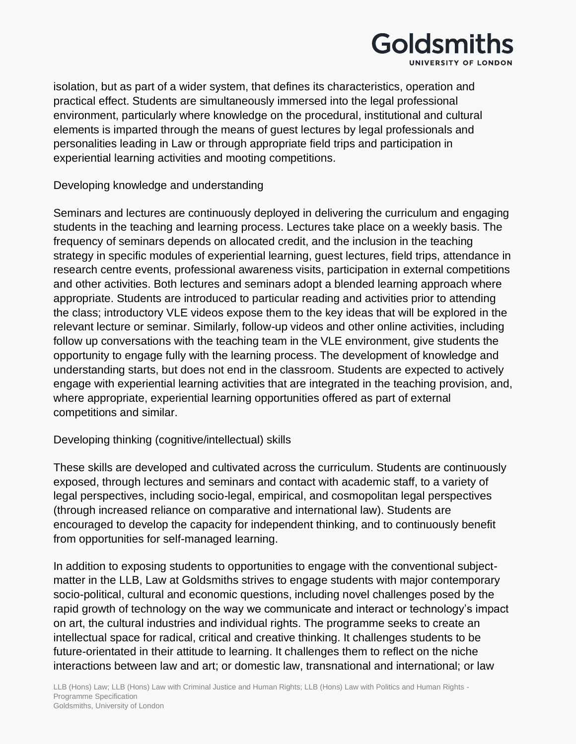isolation, but as part of a wider system, that defines its characteristics, operation and practical effect. Students are simultaneously immersed into the legal professional environment, particularly where knowledge on the procedural, institutional and cultural elements is imparted through the means of guest lectures by legal professionals and personalities leading in Law or through appropriate field trips and participation in experiential learning activities and mooting competitions.

Developing knowledge and understanding

Seminars and lectures are continuously deployed in delivering the curriculum and engaging students in the teaching and learning process. Lectures take place on a weekly basis. The frequency of seminars depends on allocated credit, and the inclusion in the teaching strategy in specific modules of experiential learning, guest lectures, field trips, attendance in research centre events, professional awareness visits, participation in external competitions and other activities. Both lectures and seminars adopt a blended learning approach where appropriate. Students are introduced to particular reading and activities prior to attending the class; introductory VLE videos expose them to the key ideas that will be explored in the relevant lecture or seminar. Similarly, follow-up videos and other online activities, including follow up conversations with the teaching team in the VLE environment, give students the opportunity to engage fully with the learning process. The development of knowledge and understanding starts, but does not end in the classroom. Students are expected to actively engage with experiential learning activities that are integrated in the teaching provision, and, where appropriate, experiential learning opportunities offered as part of external competitions and similar.

Developing thinking (cognitive/intellectual) skills

These skills are developed and cultivated across the curriculum. Students are continuously exposed, through lectures and seminars and contact with academic staff, to a variety of legal perspectives, including socio-legal, empirical, and cosmopolitan legal perspectives (through increased reliance on comparative and international law). Students are encouraged to develop the capacity for independent thinking, and to continuously benefit from opportunities for self-managed learning.

In addition to exposing students to opportunities to engage with the conventional subject-matter in the LLB, Law at Goldsmiths strives to engage students with major contemporary socio-political, cultural and economic questions, including novel challenges posed by the rapid growth of technology on the way we communicate and interact or technology's impact on art, the cultural industries and individual rights. The programme seeks to create an intellectual space for radical, critical and creative thinking. It challenges students to be future-orientated in their attitude to learning. It challenges them to reflect on the niche interactions between law and art; or domestic law, transnational and international; or law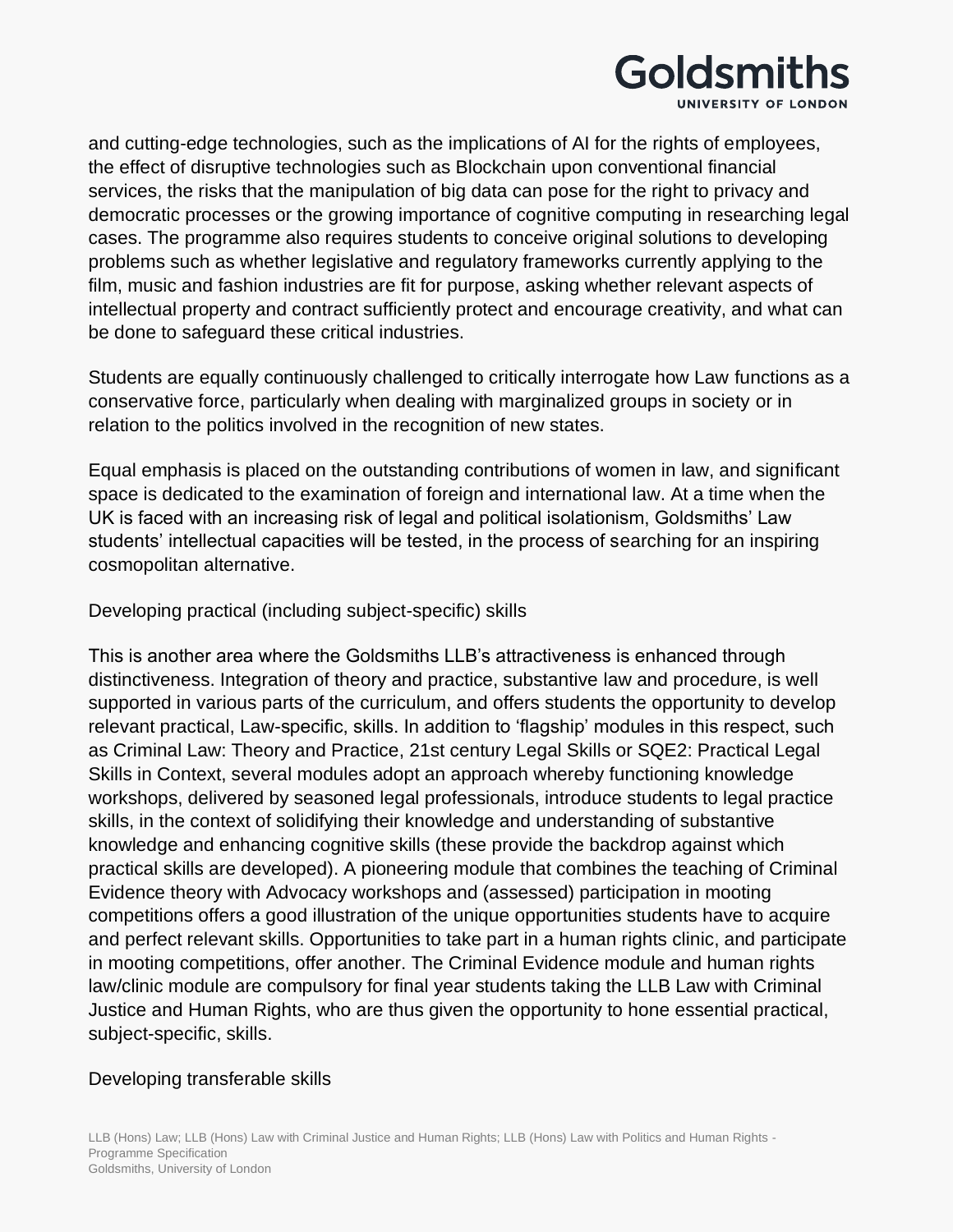and cutting-edge technologies, such as the implications of AI for the rights of employees, the effect of disruptive technologies such as Blockchain upon conventional financial services, the risks that the manipulation of big data can pose for the right to privacy and democratic processes or the growing importance of cognitive computing in researching legal cases. The programme also requires students to conceive original solutions to developing problems such as whether legislative and regulatory frameworks currently applying to the film, music and fashion industries are fit for purpose, asking whether relevant aspects of intellectual property and contract sufficiently protect and encourage creativity, and what can be done to safeguard these critical industries.

Students are equally continuously challenged to critically interrogate how Law functions as a conservative force, particularly when dealing with marginalized groups in society or in relation to the politics involved in the recognition of new states.

Equal emphasis is placed on the outstanding contributions of women in law, and significant space is dedicated to the examination of foreign and international law. At a time when the UK is faced with an increasing risk of legal and political isolationism, Goldsmiths' Law students' intellectual capacities will be tested, in the process of searching for an inspiring cosmopolitan alternative.

### Developing practical (including subject-specific) skills

This is another area where the Goldsmiths LLB's attractiveness is enhanced through distinctiveness. Integration of theory and practice, substantive law and procedure, is well supported in various parts of the curriculum, and offers students the opportunity to develop relevant practical, Law-specific, skills. In addition to 'flagship' modules in this respect, such as Criminal Law: Theory and Practice, 21st century Legal Skills or SQE2: Practical Legal Skills in Context, several modules adopt an approach whereby functioning knowledge workshops, delivered by seasoned legal professionals, introduce students to legal practice skills, in the context of solidifying their knowledge and understanding of substantive knowledge and enhancing cognitive skills (these provide the backdrop against which practical skills are developed). A pioneering module that combines the teaching of Criminal Evidence theory with Advocacy workshops and (assessed) participation in mooting competitions offers a good illustration of the unique opportunities students have to acquire and perfect relevant skills. Opportunities to take part in a human rights clinic, and participate in mooting competitions, offer another. The Criminal Evidence module and human rights law/clinic module are compulsory for final year students taking the LLB Law with Criminal Justice and Human Rights, who are thus given the opportunity to hone essential practical, subject-specific, skills.

### Developing transferable skills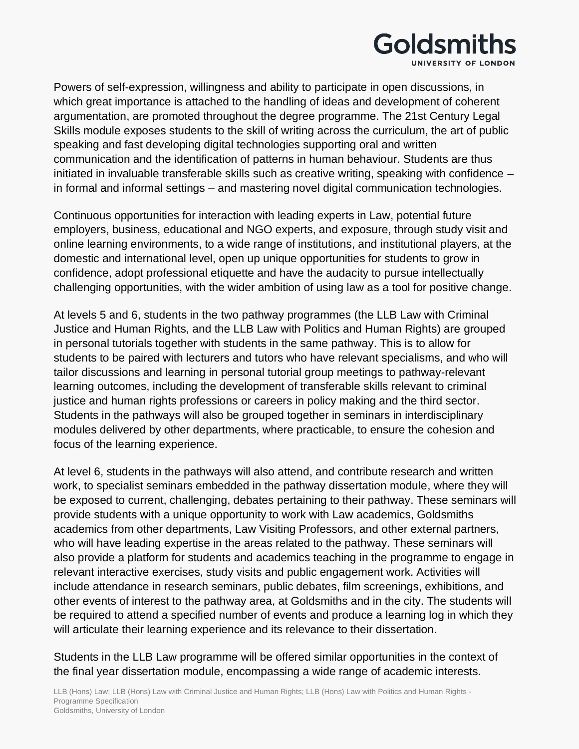Powers of self-expression, willingness and ability to participate in open discussions, in which great importance is attached to the handling of ideas and development of coherent argumentation, are promoted throughout the degree programme. The 21st Century Legal Skills module exposes students to the skill of writing across the curriculum, the art of public speaking and fast developing digital technologies supporting oral and written communication and the identification of patterns in human behaviour. Students are thus initiated in invaluable transferable skills such as creative writing, speaking with confidence – in formal and informal settings – and mastering novel digital communication technologies.

Continuous opportunities for interaction with leading experts in Law, potential future employers, business, educational and NGO experts, and exposure, through study visit and online learning environments, to a wide range of institutions, and institutional players, at the domestic and international level, open up unique opportunities for students to grow in confidence, adopt professional etiquette and have the audacity to pursue intellectually challenging opportunities, with the wider ambition of using law as a tool for positive change.

At levels 5 and 6, students in the two pathway programmes (the LLB Law with Criminal Justice and Human Rights, and the LLB Law with Politics and Human Rights) are grouped in personal tutorials together with students in the same pathway. This is to allow for students to be paired with lecturers and tutors who have relevant specialisms, and who will tailor discussions and learning in personal tutorial group meetings to pathway-relevant learning outcomes, including the development of transferable skills relevant to criminal justice and human rights professions or careers in policy making and the third sector. Students in the pathways will also be grouped together in seminars in interdisciplinary modules delivered by other departments, where practicable, to ensure the cohesion and focus of the learning experience.

At level 6, students in the pathways will also attend, and contribute research and written work, to specialist seminars embedded in the pathway dissertation module, where they will be exposed to current, challenging, debates pertaining to their pathway. These seminars will provide students with a unique opportunity to work with Law academics, Goldsmiths academics from other departments, Law Visiting Professors, and other external partners, who will have leading expertise in the areas related to the pathway. These seminars will also provide a platform for students and academics teaching in the programme to engage in relevant interactive exercises, study visits and public engagement work. Activities will include attendance in research seminars, public debates, film screenings, exhibitions, and other events of interest to the pathway area, at Goldsmiths and in the city. The students will be required to attend a specified number of events and produce a learning log in which they will articulate their learning experience and its relevance to their dissertation.

Students in the LLB Law programme will be offered similar opportunities in the context of the final year dissertation module, encompassing a wide range of academic interests.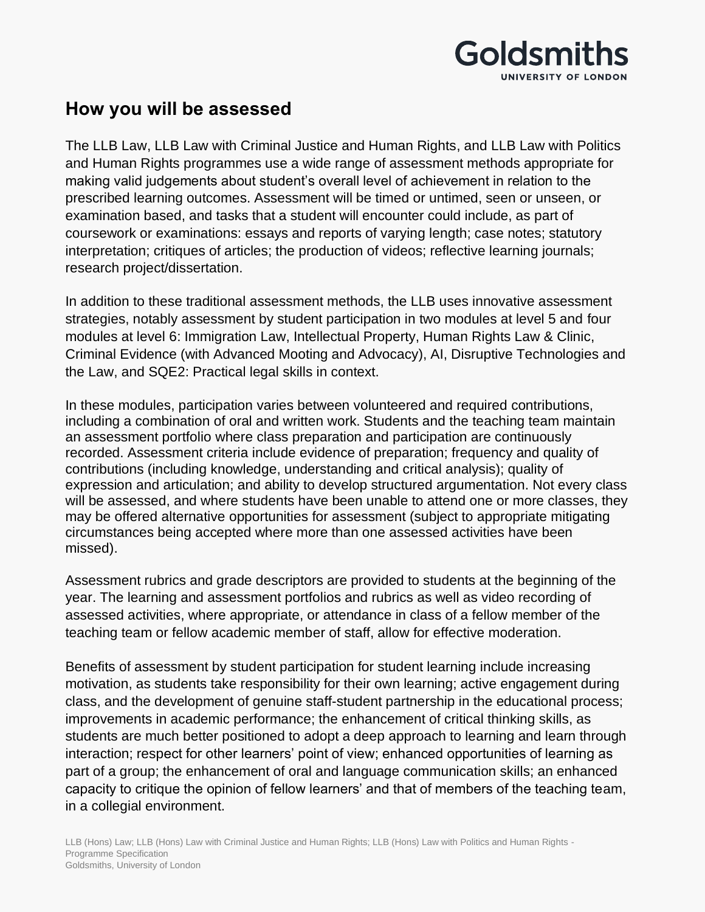## How you will be assessed

The LLB Law, LLB Law with Criminal Justice and Human Rights, and LLB Law with Politics and Human Rights programmes use a wide range of assessment methods appropriate for making valid judgements about student's overall level of achievement in relation to the prescribed learning outcomes. Assessment will be timed or untimed, seen or unseen, or examination based, and tasks that a student will encounter could include, as part of coursework or examinations: essays and reports of varying length; case notes; statutory interpretation; critiques of articles; the production of videos; reflective learning journals; research project/dissertation.

In addition to these traditional assessment methods, the LLB uses innovative assessment strategies, notably assessment by student participation in two modules at level 5 and four modules at level 6: Immigration Law, Intellectual Property, Human Rights Law & Clinic, Criminal Evidence (with Advanced Mooting and Advocacy), AI, Disruptive Technologies and the Law, and SQE2: Practical legal skills in context.

In these modules, participation varies between volunteered and required contributions, including a combination of oral and written work. Students and the teaching team maintain an assessment portfolio where class preparation and participation are continuously recorded. Assessment criteria include evidence of preparation; frequency and quality of contributions (including knowledge, understanding and critical analysis); quality of expression and articulation; and ability to develop structured argumentation. Not every class will be assessed, and where students have been unable to attend one or more classes, they may be offered alternative opportunities for assessment (subject to appropriate mitigating circumstances being accepted where more than one assessed activities have been missed).

Assessment rubrics and grade descriptors are provided to students at the beginning of the year. The learning and assessment portfolios and rubrics as well as video recording of assessed activities, where appropriate, or attendance in class of a fellow member of the teaching team or fellow academic member of staff, allow for effective moderation.

Benefits of assessment by student participation for student learning include increasing motivation, as students take responsibility for their own learning; active engagement during class, and the development of genuine staff-student partnership in the educational process; improvements in academic performance; the enhancement of critical thinking skills, as students are much better positioned to adopt a deep approach to learning and learn through interaction; respect for other learners' point of view; enhanced opportunities of learning as part of a group; the enhancement of oral and language communication skills; an enhanced capacity to critique the opinion of fellow learners' and that of members of the teaching team, in a collegial environment.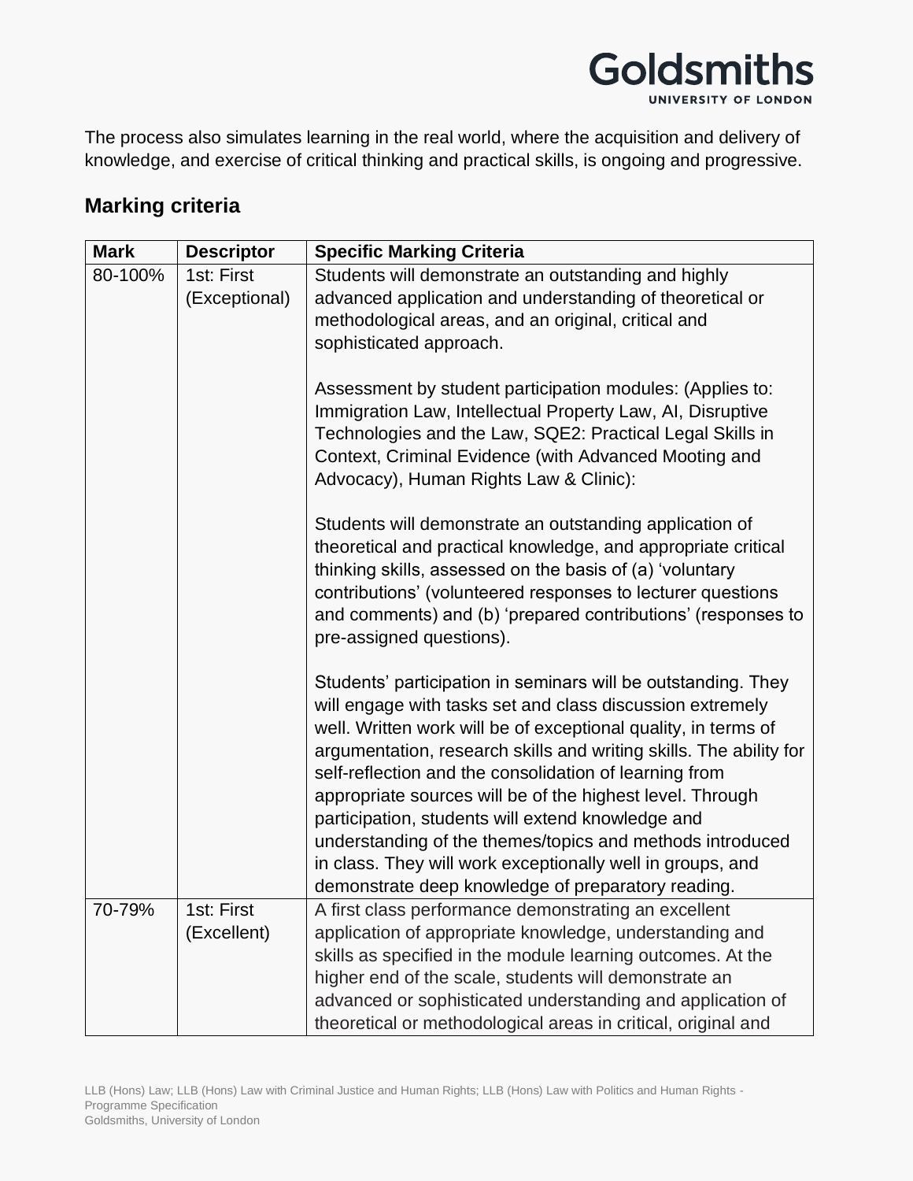The process also simulates learning in the real world, where the acquisition and delivery of knowledge, and exercise of critical thinking and practical skills, is ongoing and progressive.

## Marking criteria

| Mark | Descriptor | Specific Marking Criteria |
|---|---|---|
| 80-100% | 1st: First (Exceptional) | Students will demonstrate an outstanding and highly advanced application and understanding of theoretical or methodological areas, and an original, critical and sophisticated approach.<br><br>Assessment by student participation modules: (Applies to: Immigration Law, Intellectual Property Law, AI, Disruptive Technologies and the Law, SQE2: Practical Legal Skills in Context, Criminal Evidence (with Advanced Mooting and Advocacy), Human Rights Law & Clinic):<br><br>Students will demonstrate an outstanding application of theoretical and practical knowledge, and appropriate critical thinking skills, assessed on the basis of (a) 'voluntary contributions' (volunteered responses to lecturer questions and comments) and (b) 'prepared contributions' (responses to pre-assigned questions).<br><br>Students' participation in seminars will be outstanding. They will engage with tasks set and class discussion extremely well. Written work will be of exceptional quality, in terms of argumentation, research skills and writing skills. The ability for self-reflection and the consolidation of learning from appropriate sources will be of the highest level. Through participation, students will extend knowledge and understanding of the themes/topics and methods introduced in class. They will work exceptionally well in groups, and demonstrate deep knowledge of preparatory reading. |
| 70-79% | 1st: First (Excellent) | A first class performance demonstrating an excellent application of appropriate knowledge, understanding and skills as specified in the module learning outcomes. At the higher end of the scale, students will demonstrate an advanced or sophisticated understanding and application of theoretical or methodological areas in critical, original and |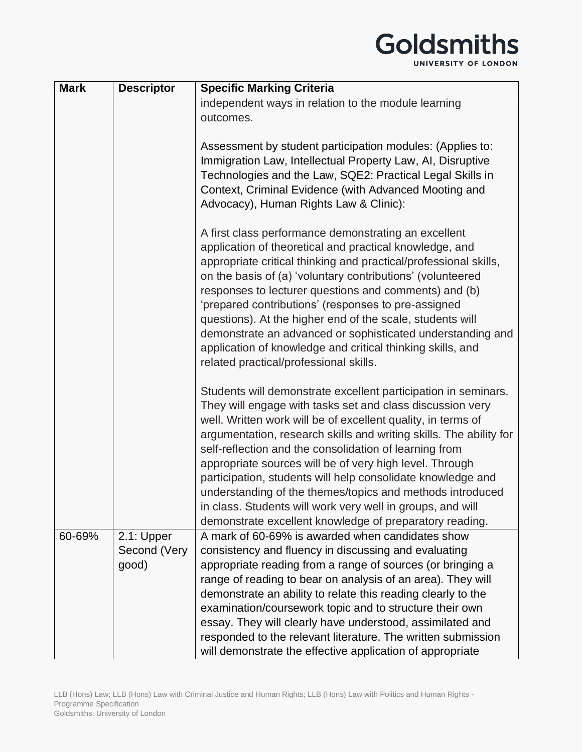| Mark | Descriptor | Specific Marking Criteria |
|---|---|---|
| | | independent ways in relation to the module learning outcomes.<br><br>Assessment by student participation modules: (Applies to: Immigration Law, Intellectual Property Law, AI, Disruptive Technologies and the Law, SQE2: Practical Legal Skills in Context, Criminal Evidence (with Advanced Mooting and Advocacy), Human Rights Law & Clinic):<br><br>A first class performance demonstrating an excellent application of theoretical and practical knowledge, and appropriate critical thinking and practical/professional skills, on the basis of (a) 'voluntary contributions' (volunteered responses to lecturer questions and comments) and (b) 'prepared contributions' (responses to pre-assigned questions). At the higher end of the scale, students will demonstrate an advanced or sophisticated understanding and application of knowledge and critical thinking skills, and related practical/professional skills.<br><br>Students will demonstrate excellent participation in seminars. They will engage with tasks set and class discussion very well. Written work will be of excellent quality, in terms of argumentation, research skills and writing skills. The ability for self-reflection and the consolidation of learning from appropriate sources will be of very high level. Through participation, students will help consolidate knowledge and understanding of the themes/topics and methods introduced in class. Students will work very well in groups, and will demonstrate excellent knowledge of preparatory reading. |
| 60-69% | 2.1: Upper Second (Very good) | A mark of 60-69% is awarded when candidates show consistency and fluency in discussing and evaluating appropriate reading from a range of sources (or bringing a range of reading to bear on analysis of an area). They will demonstrate an ability to relate this reading clearly to the examination/coursework topic and to structure their own essay. They will clearly have understood, assimilated and responded to the relevant literature. The written submission will demonstrate the effective application of appropriate |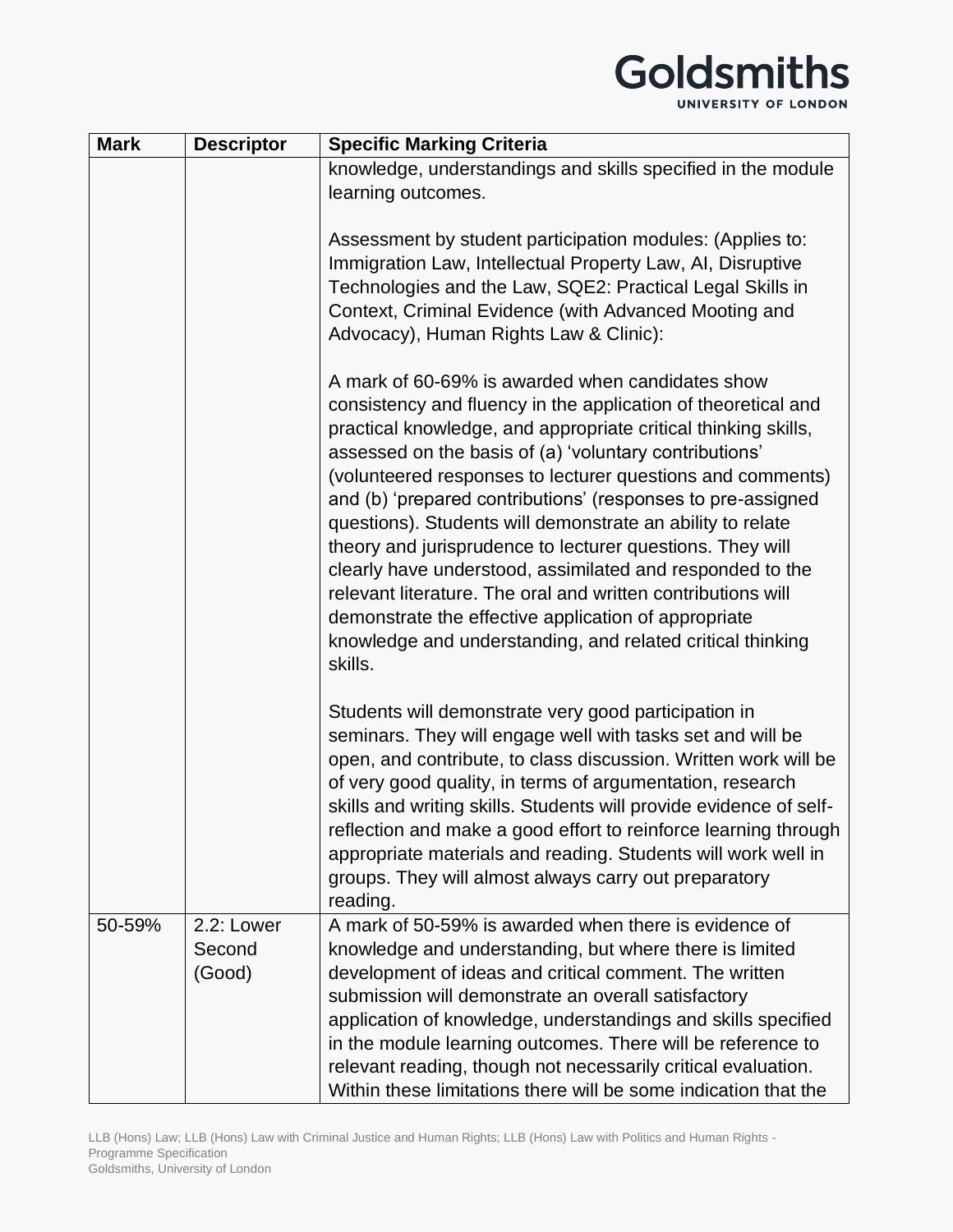| Mark | Descriptor | Specific Marking Criteria |
|---|---|---|
| | | knowledge, understandings and skills specified in the module learning outcomes.<br><br>Assessment by student participation modules: (Applies to: Immigration Law, Intellectual Property Law, AI, Disruptive Technologies and the Law, SQE2: Practical Legal Skills in Context, Criminal Evidence (with Advanced Mooting and Advocacy), Human Rights Law & Clinic):<br><br>A mark of 60-69% is awarded when candidates show consistency and fluency in the application of theoretical and practical knowledge, and appropriate critical thinking skills, assessed on the basis of (a) 'voluntary contributions' (volunteered responses to lecturer questions and comments) and (b) 'prepared contributions' (responses to pre-assigned questions). Students will demonstrate an ability to relate theory and jurisprudence to lecturer questions. They will clearly have understood, assimilated and responded to the relevant literature. The oral and written contributions will demonstrate the effective application of appropriate knowledge and understanding, and related critical thinking skills.<br><br>Students will demonstrate very good participation in seminars. They will engage well with tasks set and will be open, and contribute, to class discussion. Written work will be of very good quality, in terms of argumentation, research skills and writing skills. Students will provide evidence of self-reflection and make a good effort to reinforce learning through appropriate materials and reading. Students will work well in groups. They will almost always carry out preparatory reading. |
| 50-59% | 2.2: Lower Second (Good) | A mark of 50-59% is awarded when there is evidence of knowledge and understanding, but where there is limited development of ideas and critical comment. The written submission will demonstrate an overall satisfactory application of knowledge, understandings and skills specified in the module learning outcomes. There will be reference to relevant reading, though not necessarily critical evaluation. Within these limitations there will be some indication that the |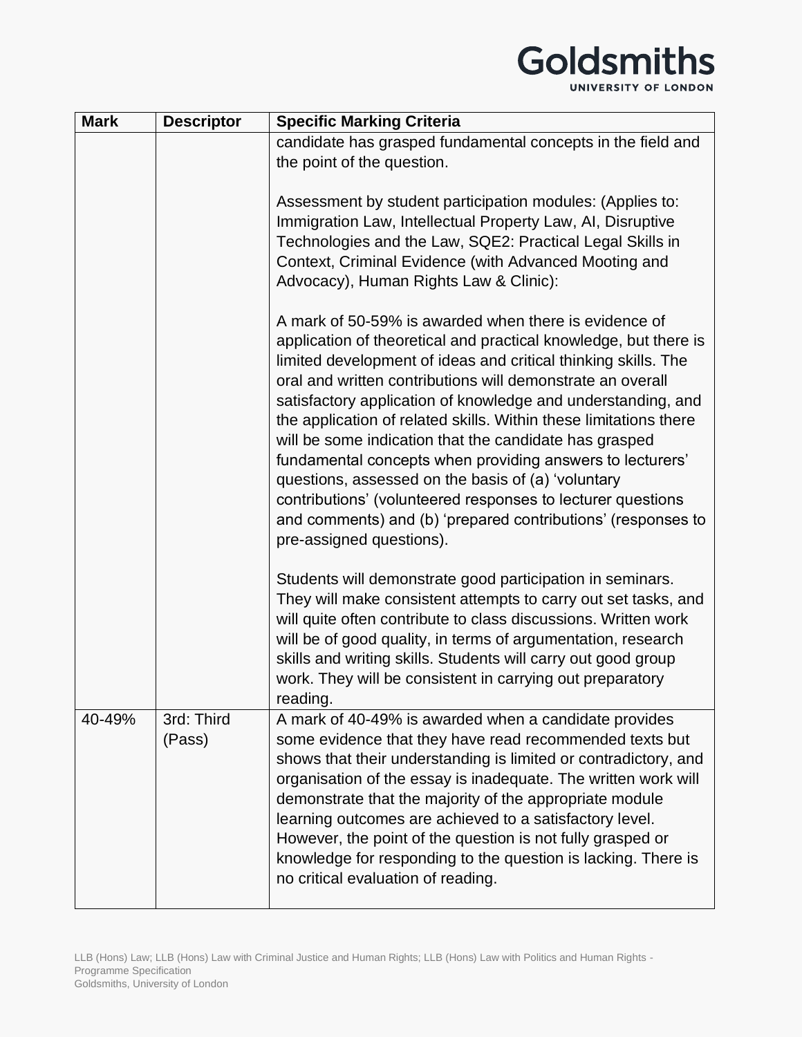| Mark | Descriptor | Specific Marking Criteria |
| --- | --- | --- |
| | | candidate has grasped fundamental concepts in the field and the point of the question.<br><br>Assessment by student participation modules: (Applies to: Immigration Law, Intellectual Property Law, AI, Disruptive Technologies and the Law, SQE2: Practical Legal Skills in Context, Criminal Evidence (with Advanced Mooting and Advocacy), Human Rights Law & Clinic):<br><br>A mark of 50-59% is awarded when there is evidence of application of theoretical and practical knowledge, but there is limited development of ideas and critical thinking skills. The oral and written contributions will demonstrate an overall satisfactory application of knowledge and understanding, and the application of related skills. Within these limitations there will be some indication that the candidate has grasped fundamental concepts when providing answers to lecturers' questions, assessed on the basis of (a) 'voluntary contributions' (volunteered responses to lecturer questions and comments) and (b) 'prepared contributions' (responses to pre-assigned questions).<br><br>Students will demonstrate good participation in seminars. They will make consistent attempts to carry out set tasks, and will quite often contribute to class discussions. Written work will be of good quality, in terms of argumentation, research skills and writing skills. Students will carry out good group work. They will be consistent in carrying out preparatory reading. |
| 40-49% | 3rd: Third (Pass) | A mark of 40-49% is awarded when a candidate provides some evidence that they have read recommended texts but shows that their understanding is limited or contradictory, and organisation of the essay is inadequate. The written work will demonstrate that the majority of the appropriate module learning outcomes are achieved to a satisfactory level. However, the point of the question is not fully grasped or knowledge for responding to the question is lacking. There is no critical evaluation of reading. |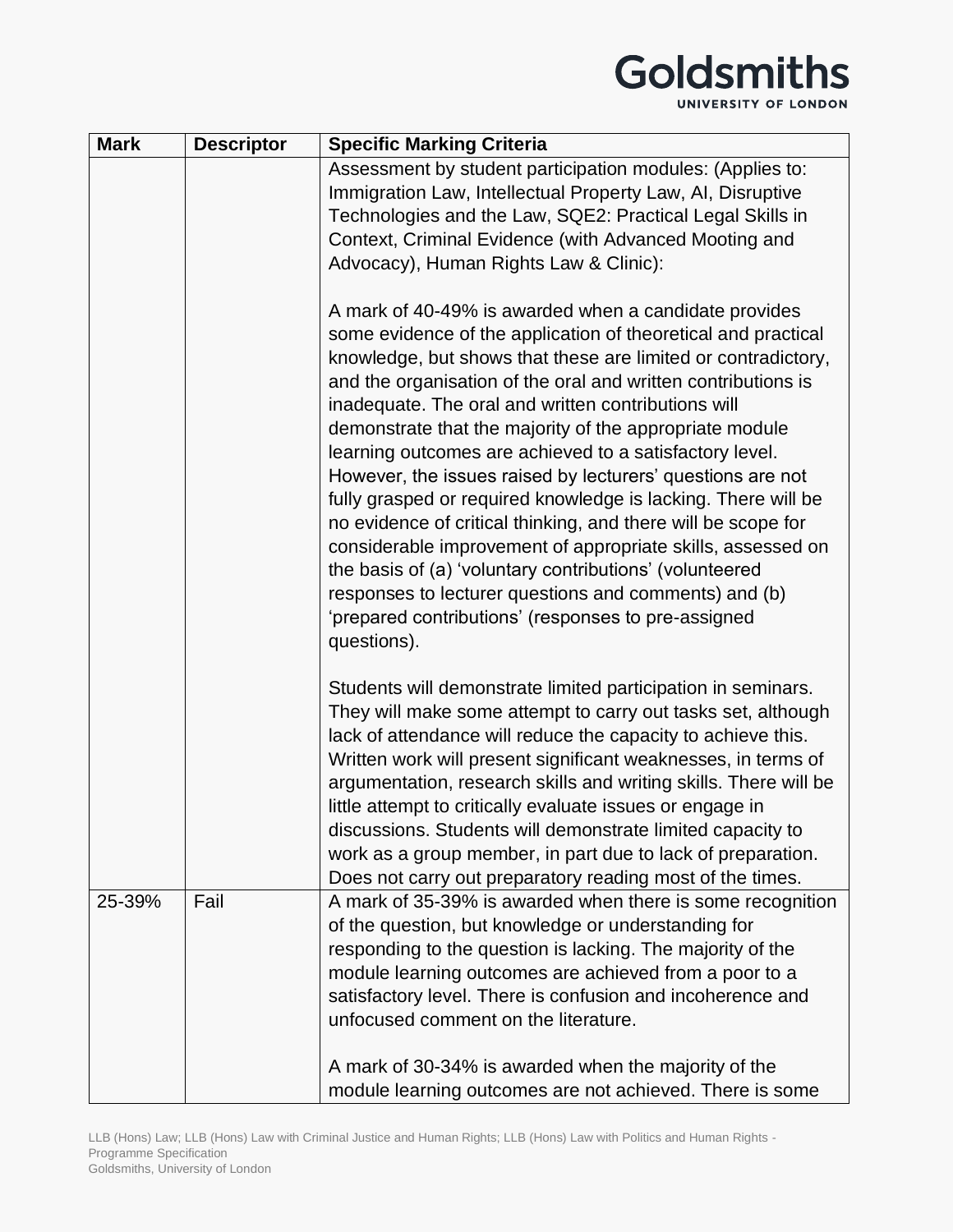| Mark | Descriptor | Specific Marking Criteria |
|---|---|---|
| | | Assessment by student participation modules: (Applies to: Immigration Law, Intellectual Property Law, AI, Disruptive Technologies and the Law, SQE2: Practical Legal Skills in Context, Criminal Evidence (with Advanced Mooting and Advocacy), Human Rights Law & Clinic):<br><br>A mark of 40-49% is awarded when a candidate provides some evidence of the application of theoretical and practical knowledge, but shows that these are limited or contradictory, and the organisation of the oral and written contributions is inadequate. The oral and written contributions will demonstrate that the majority of the appropriate module learning outcomes are achieved to a satisfactory level. However, the issues raised by lecturers' questions are not fully grasped or required knowledge is lacking. There will be no evidence of critical thinking, and there will be scope for considerable improvement of appropriate skills, assessed on the basis of (a) 'voluntary contributions' (volunteered responses to lecturer questions and comments) and (b) 'prepared contributions' (responses to pre-assigned questions).<br><br>Students will demonstrate limited participation in seminars. They will make some attempt to carry out tasks set, although lack of attendance will reduce the capacity to achieve this. Written work will present significant weaknesses, in terms of argumentation, research skills and writing skills. There will be little attempt to critically evaluate issues or engage in discussions. Students will demonstrate limited capacity to work as a group member, in part due to lack of preparation. Does not carry out preparatory reading most of the times. |
| 25-39% | Fail | A mark of 35-39% is awarded when there is some recognition of the question, but knowledge or understanding for responding to the question is lacking. The majority of the module learning outcomes are achieved from a poor to a satisfactory level. There is confusion and incoherence and unfocused comment on the literature.<br><br>A mark of 30-34% is awarded when the majority of the module learning outcomes are not achieved. There is some |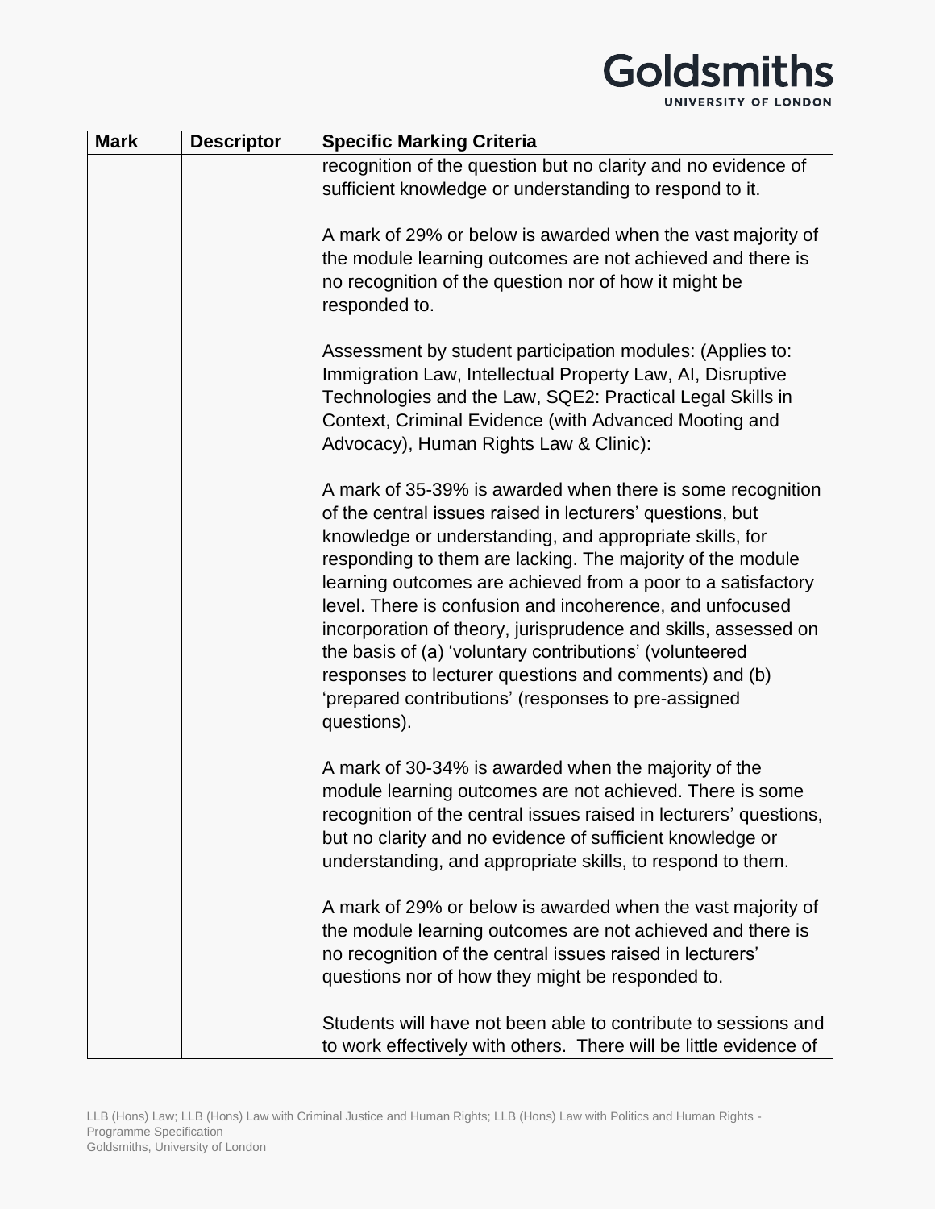| Mark | Descriptor | Specific Marking Criteria |
|---|---|---|
| | | recognition of the question but no clarity and no evidence of sufficient knowledge or understanding to respond to it.<br><br>A mark of 29% or below is awarded when the vast majority of the module learning outcomes are not achieved and there is no recognition of the question nor of how it might be responded to.<br><br>Assessment by student participation modules: (Applies to: Immigration Law, Intellectual Property Law, AI, Disruptive Technologies and the Law, SQE2: Practical Legal Skills in Context, Criminal Evidence (with Advanced Mooting and Advocacy), Human Rights Law & Clinic):<br><br>A mark of 35-39% is awarded when there is some recognition of the central issues raised in lecturers' questions, but knowledge or understanding, and appropriate skills, for responding to them are lacking. The majority of the module learning outcomes are achieved from a poor to a satisfactory level. There is confusion and incoherence, and unfocused incorporation of theory, jurisprudence and skills, assessed on the basis of (a) 'voluntary contributions' (volunteered responses to lecturer questions and comments) and (b) 'prepared contributions' (responses to pre-assigned questions).<br><br>A mark of 30-34% is awarded when the majority of the module learning outcomes are not achieved. There is some recognition of the central issues raised in lecturers' questions, but no clarity and no evidence of sufficient knowledge or understanding, and appropriate skills, to respond to them.<br><br>A mark of 29% or below is awarded when the vast majority of the module learning outcomes are not achieved and there is no recognition of the central issues raised in lecturers' questions nor of how they might be responded to.<br><br>Students will have not been able to contribute to sessions and to work effectively with others. There will be little evidence of |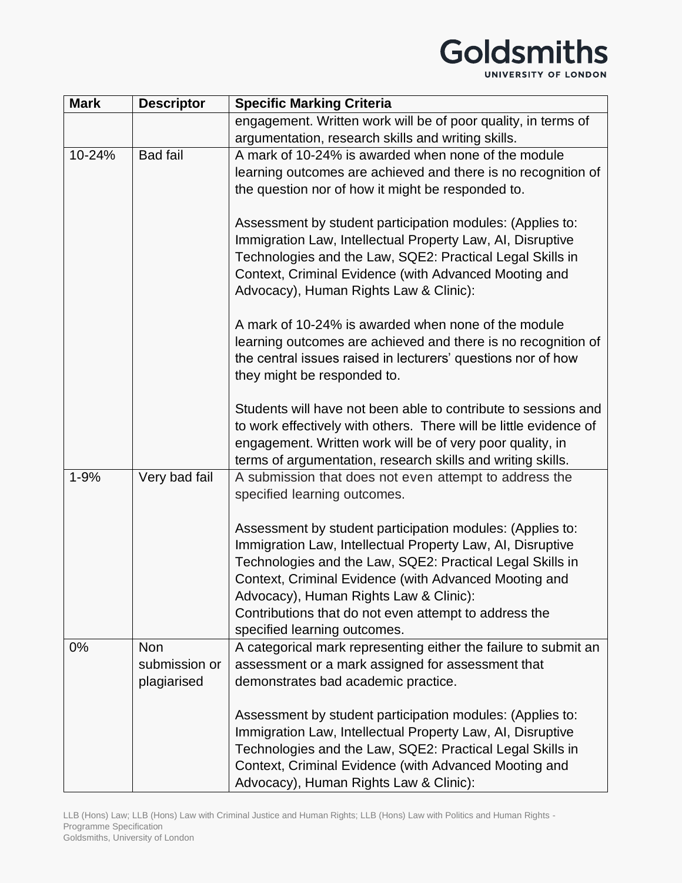| Mark | Descriptor | Specific Marking Criteria |
| --- | --- | --- |
| | | engagement. Written work will be of poor quality, in terms of argumentation, research skills and writing skills. |
| 10-24% | Bad fail | A mark of 10-24% is awarded when none of the module learning outcomes are achieved and there is no recognition of the question nor of how it might be responded to.<br><br>Assessment by student participation modules: (Applies to: Immigration Law, Intellectual Property Law, AI, Disruptive Technologies and the Law, SQE2: Practical Legal Skills in Context, Criminal Evidence (with Advanced Mooting and Advocacy), Human Rights Law & Clinic):<br><br>A mark of 10-24% is awarded when none of the module learning outcomes are achieved and there is no recognition of the central issues raised in lecturers' questions nor of how they might be responded to.<br><br>Students will have not been able to contribute to sessions and to work effectively with others. There will be little evidence of engagement. Written work will be of very poor quality, in terms of argumentation, research skills and writing skills. |
| 1-9% | Very bad fail | A submission that does not even attempt to address the specified learning outcomes.<br><br>Assessment by student participation modules: (Applies to: Immigration Law, Intellectual Property Law, AI, Disruptive Technologies and the Law, SQE2: Practical Legal Skills in Context, Criminal Evidence (with Advanced Mooting and Advocacy), Human Rights Law & Clinic):<br>Contributions that do not even attempt to address the specified learning outcomes. |
| 0% | Non submission or plagiarised | A categorical mark representing either the failure to submit an assessment or a mark assigned for assessment that demonstrates bad academic practice.<br><br>Assessment by student participation modules: (Applies to: Immigration Law, Intellectual Property Law, AI, Disruptive Technologies and the Law, SQE2: Practical Legal Skills in Context, Criminal Evidence (with Advanced Mooting and Advocacy), Human Rights Law & Clinic): |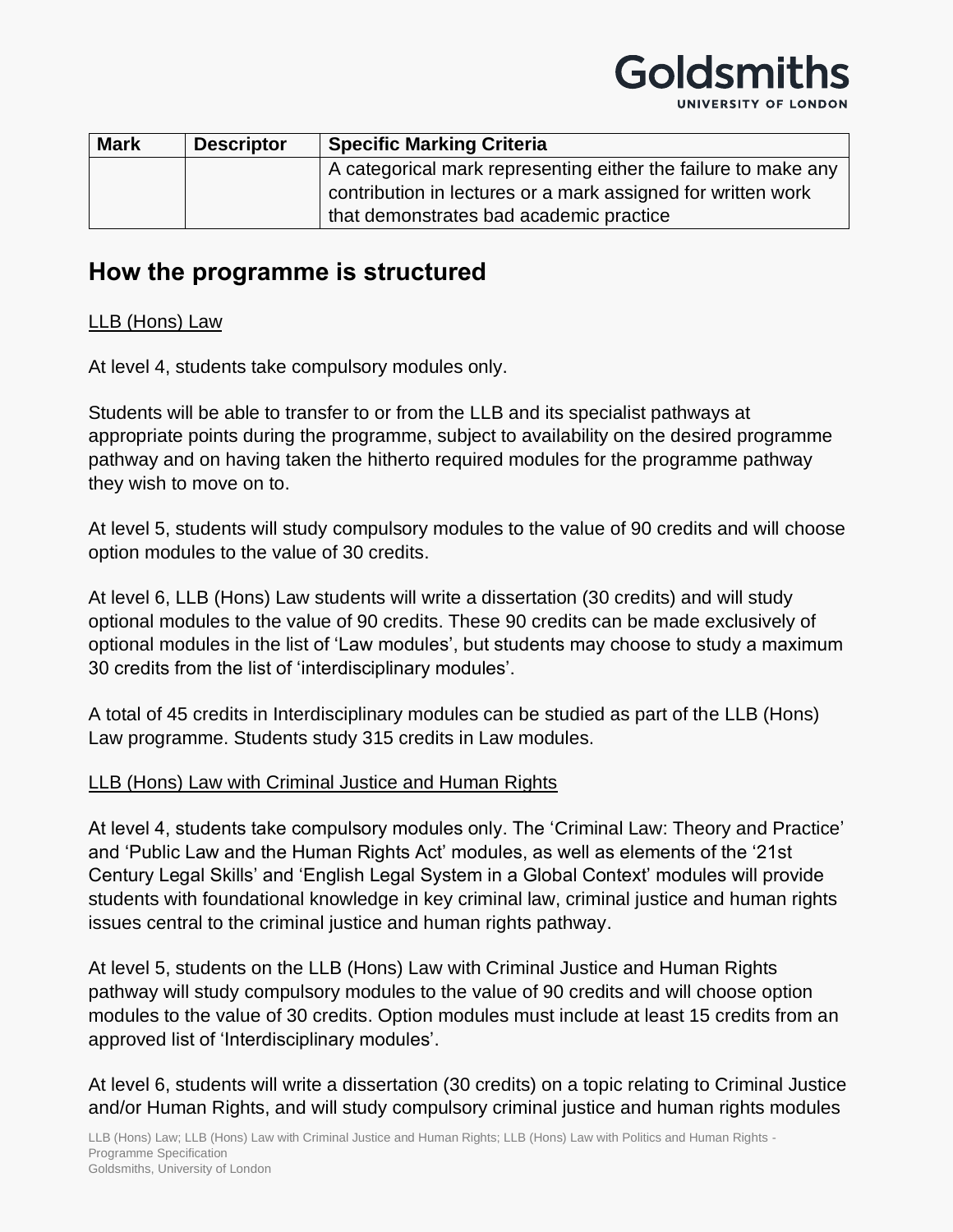| Mark | Descriptor | Specific Marking Criteria |
|---|---|---|
| | | A categorical mark representing either the failure to make any contribution in lectures or a mark assigned for written work that demonstrates bad academic practice |

## How the programme is structured

LLB (Hons) Law

At level 4, students take compulsory modules only.

Students will be able to transfer to or from the LLB and its specialist pathways at appropriate points during the programme, subject to availability on the desired programme pathway and on having taken the hitherto required modules for the programme pathway they wish to move on to.

At level 5, students will study compulsory modules to the value of 90 credits and will choose option modules to the value of 30 credits.

At level 6, LLB (Hons) Law students will write a dissertation (30 credits) and will study optional modules to the value of 90 credits. These 90 credits can be made exclusively of optional modules in the list of 'Law modules', but students may choose to study a maximum 30 credits from the list of 'interdisciplinary modules'.

A total of 45 credits in Interdisciplinary modules can be studied as part of the LLB (Hons) Law programme. Students study 315 credits in Law modules.

LLB (Hons) Law with Criminal Justice and Human Rights

At level 4, students take compulsory modules only. The 'Criminal Law: Theory and Practice' and 'Public Law and the Human Rights Act' modules, as well as elements of the '21st Century Legal Skills' and 'English Legal System in a Global Context' modules will provide students with foundational knowledge in key criminal law, criminal justice and human rights issues central to the criminal justice and human rights pathway.

At level 5, students on the LLB (Hons) Law with Criminal Justice and Human Rights pathway will study compulsory modules to the value of 90 credits and will choose option modules to the value of 30 credits. Option modules must include at least 15 credits from an approved list of 'Interdisciplinary modules'.

At level 6, students will write a dissertation (30 credits) on a topic relating to Criminal Justice and/or Human Rights, and will study compulsory criminal justice and human rights modules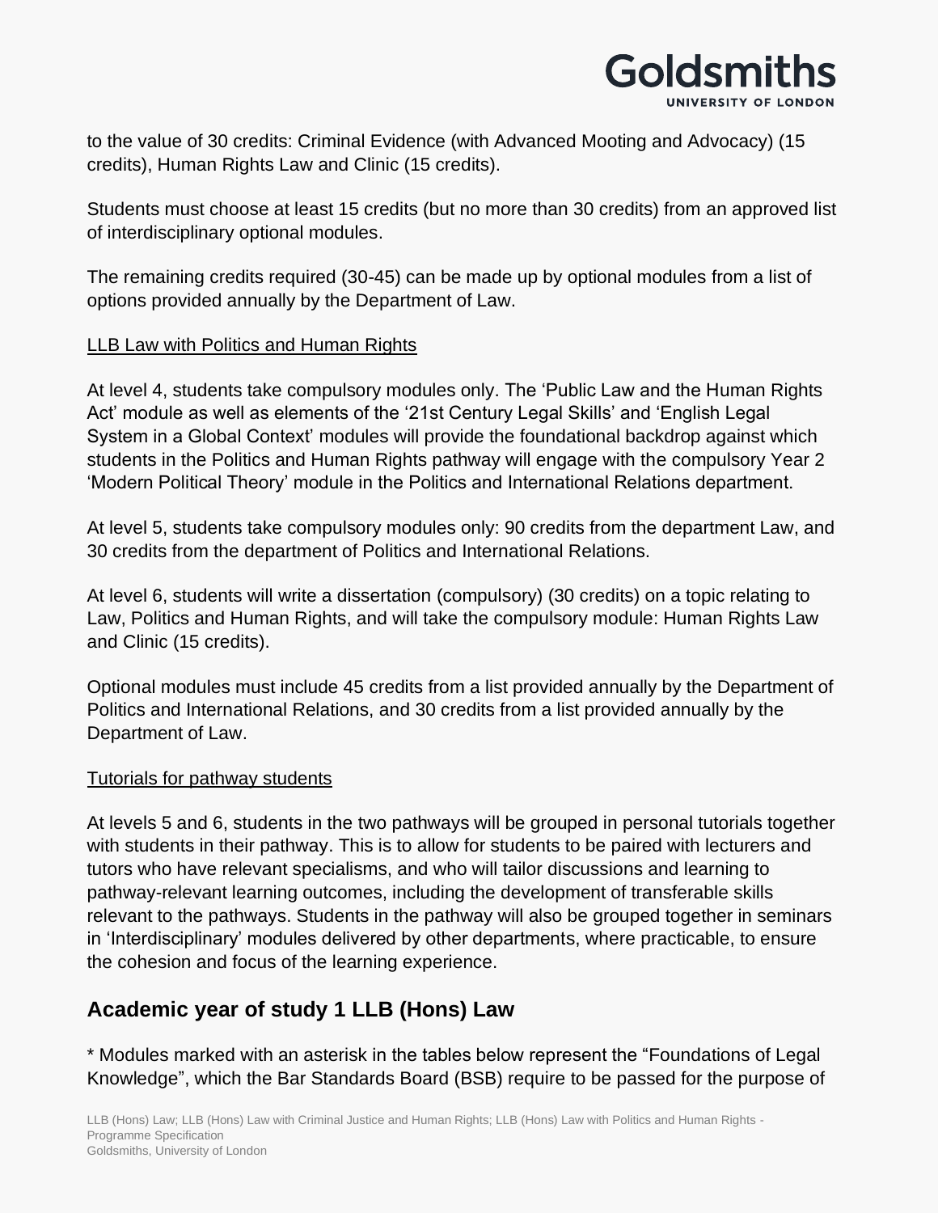to the value of 30 credits: Criminal Evidence (with Advanced Mooting and Advocacy) (15 credits), Human Rights Law and Clinic (15 credits).

Students must choose at least 15 credits (but no more than 30 credits) from an approved list of interdisciplinary optional modules.

The remaining credits required (30-45) can be made up by optional modules from a list of options provided annually by the Department of Law.

<u>LLB Law with Politics and Human Rights</u>

At level 4, students take compulsory modules only. The 'Public Law and the Human Rights Act' module as well as elements of the '21st Century Legal Skills' and 'English Legal System in a Global Context' modules will provide the foundational backdrop against which students in the Politics and Human Rights pathway will engage with the compulsory Year 2 'Modern Political Theory' module in the Politics and International Relations department.

At level 5, students take compulsory modules only: 90 credits from the department Law, and 30 credits from the department of Politics and International Relations.

At level 6, students will write a dissertation (compulsory) (30 credits) on a topic relating to Law, Politics and Human Rights, and will take the compulsory module: Human Rights Law and Clinic (15 credits).

Optional modules must include 45 credits from a list provided annually by the Department of Politics and International Relations, and 30 credits from a list provided annually by the Department of Law.

<u>Tutorials for pathway students</u>

At levels 5 and 6, students in the two pathways will be grouped in personal tutorials together with students in their pathway. This is to allow for students to be paired with lecturers and tutors who have relevant specialisms, and who will tailor discussions and learning to pathway-relevant learning outcomes, including the development of transferable skills relevant to the pathways. Students in the pathway will also be grouped together in seminars in 'Interdisciplinary' modules delivered by other departments, where practicable, to ensure the cohesion and focus of the learning experience.

## Academic year of study 1 LLB (Hons) Law

* Modules marked with an asterisk in the tables below represent the "Foundations of Legal Knowledge", which the Bar Standards Board (BSB) require to be passed for the purpose of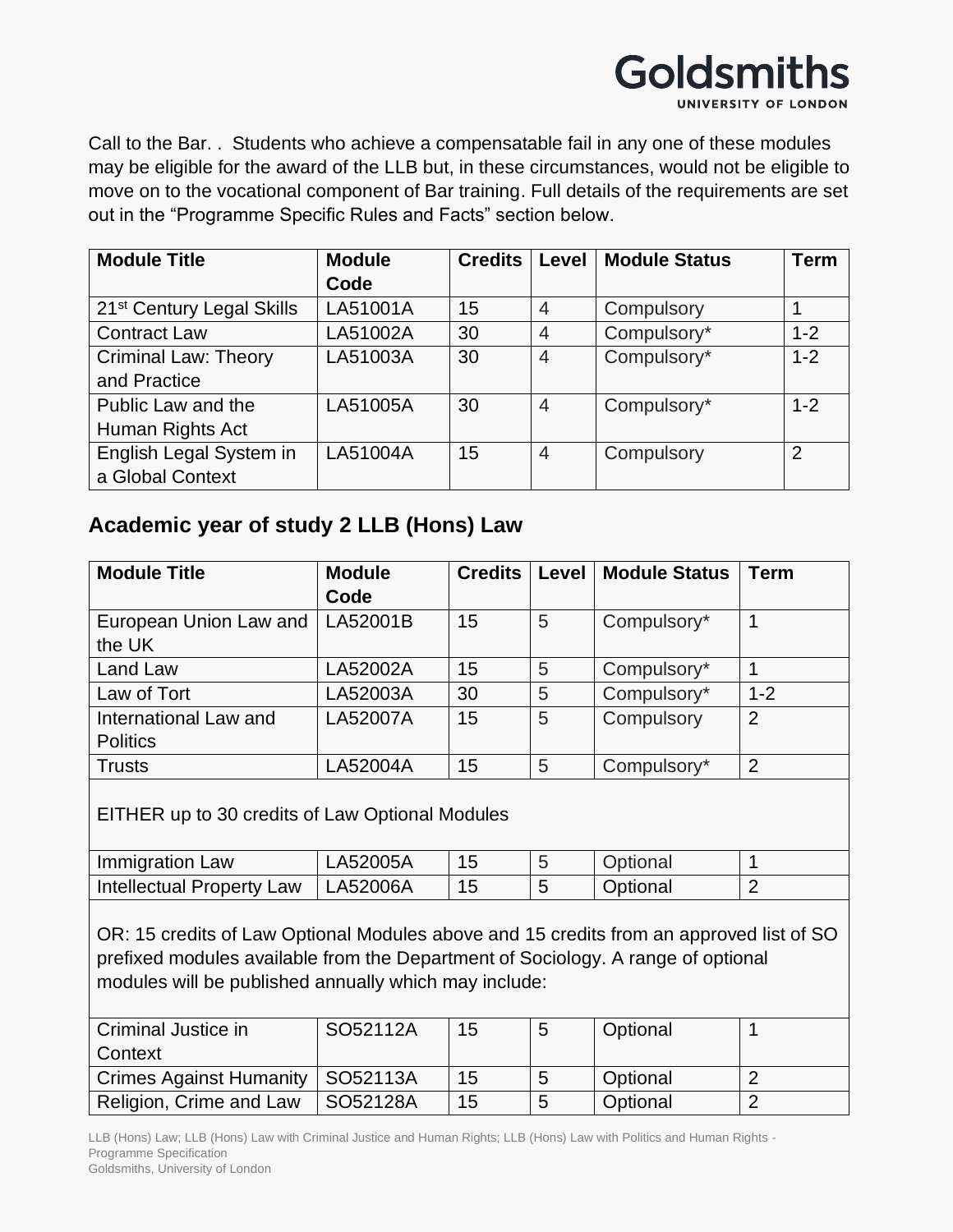Call to the Bar. . Students who achieve a compensatable fail in any one of these modules may be eligible for the award of the LLB but, in these circumstances, would not be eligible to move on to the vocational component of Bar training. Full details of the requirements are set out in the “Programme Specific Rules and Facts” section below.

| Module Title | Module Code | Credits | Level | Module Status | Term |
|---|---|---|---|---|---|
| 21st Century Legal Skills | LA51001A | 15 | 4 | Compulsory | 1 |
| Contract Law | LA51002A | 30 | 4 | Compulsory* | 1-2 |
| Criminal Law: Theory and Practice | LA51003A | 30 | 4 | Compulsory* | 1-2 |
| Public Law and the Human Rights Act | LA51005A | 30 | 4 | Compulsory* | 1-2 |
| English Legal System in a Global Context | LA51004A | 15 | 4 | Compulsory | 2 |

## Academic year of study 2 LLB (Hons) Law

| Module Title | Module Code | Credits | Level | Module Status | Term |
|---|---|---|---|---|---|
| European Union Law and the UK | LA52001B | 15 | 5 | Compulsory* | 1 |
| Land Law | LA52002A | 15 | 5 | Compulsory* | 1 |
| Law of Tort | LA52003A | 30 | 5 | Compulsory* | 1-2 |
| International Law and Politics | LA52007A | 15 | 5 | Compulsory | 2 |
| Trusts | LA52004A | 15 | 5 | Compulsory* | 2 |
| EITHER up to 30 credits of Law Optional Modules | | | | | |
| Immigration Law | LA52005A | 15 | 5 | Optional | 1 |
| Intellectual Property Law | LA52006A | 15 | 5 | Optional | 2 |
| OR: 15 credits of Law Optional Modules above and 15 credits from an approved list of SO prefixed modules available from the Department of Sociology. A range of optional modules will be published annually which may include: | | | | | |
| Criminal Justice in Context | SO52112A | 15 | 5 | Optional | 1 |
| Crimes Against Humanity | SO52113A | 15 | 5 | Optional | 2 |
| Religion, Crime and Law | SO52128A | 15 | 5 | Optional | 2 |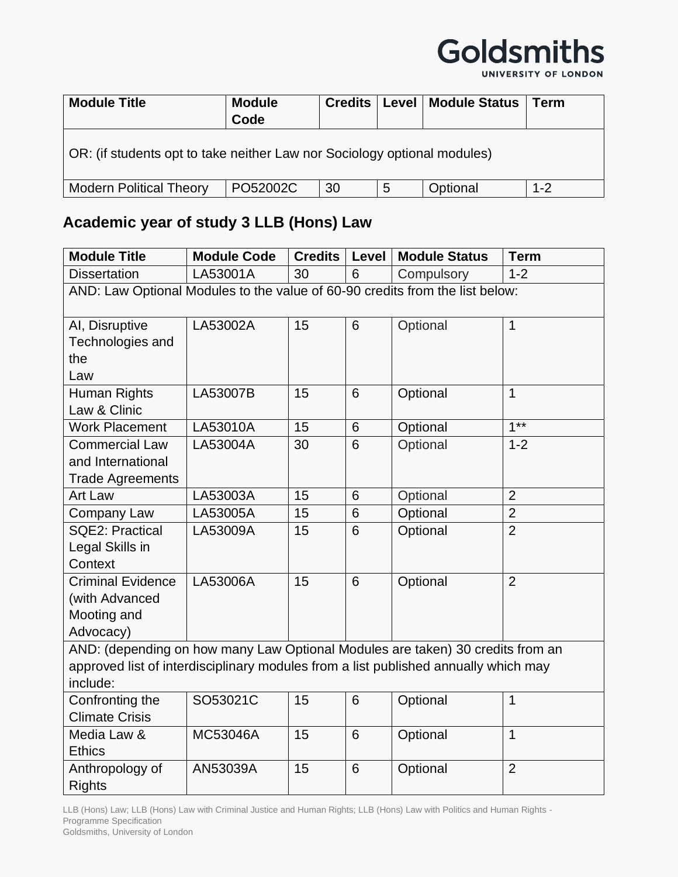| Module Title | Module Code | Credits | Level | Module Status | Term |
|---|---|---|---|---|---|
| OR: (if students opt to take neither Law nor Sociology optional modules) | | | | | |
| Modern Political Theory | PO52002C | 30 | 5 | Optional | 1-2 |

### Academic year of study 3 LLB (Hons) Law

| Module Title | Module Code | Credits | Level | Module Status | Term |
|---|---|---|---|---|---|
| Dissertation | LA53001A | 30 | 6 | Compulsory | 1-2 |
| AND: Law Optional Modules to the value of 60-90 credits from the list below: | | | | | |
| AI, Disruptive Technologies and the Law | LA53002A | 15 | 6 | Optional | 1 |
| Human Rights Law & Clinic | LA53007B | 15 | 6 | Optional | 1 |
| Work Placement | LA53010A | 15 | 6 | Optional | 1** |
| Commercial Law and International Trade Agreements | LA53004A | 30 | 6 | Optional | 1-2 |
| Art Law | LA53003A | 15 | 6 | Optional | 2 |
| Company Law | LA53005A | 15 | 6 | Optional | 2 |
| SQE2: Practical Legal Skills in Context | LA53009A | 15 | 6 | Optional | 2 |
| Criminal Evidence (with Advanced Mooting and Advocacy) | LA53006A | 15 | 6 | Optional | 2 |
| AND: (depending on how many Law Optional Modules are taken) 30 credits from an approved list of interdisciplinary modules from a list published annually which may include: | | | | | |
| Confronting the Climate Crisis | SO53021C | 15 | 6 | Optional | 1 |
| Media Law & Ethics | MC53046A | 15 | 6 | Optional | 1 |
| Anthropology of Rights | AN53039A | 15 | 6 | Optional | 2 |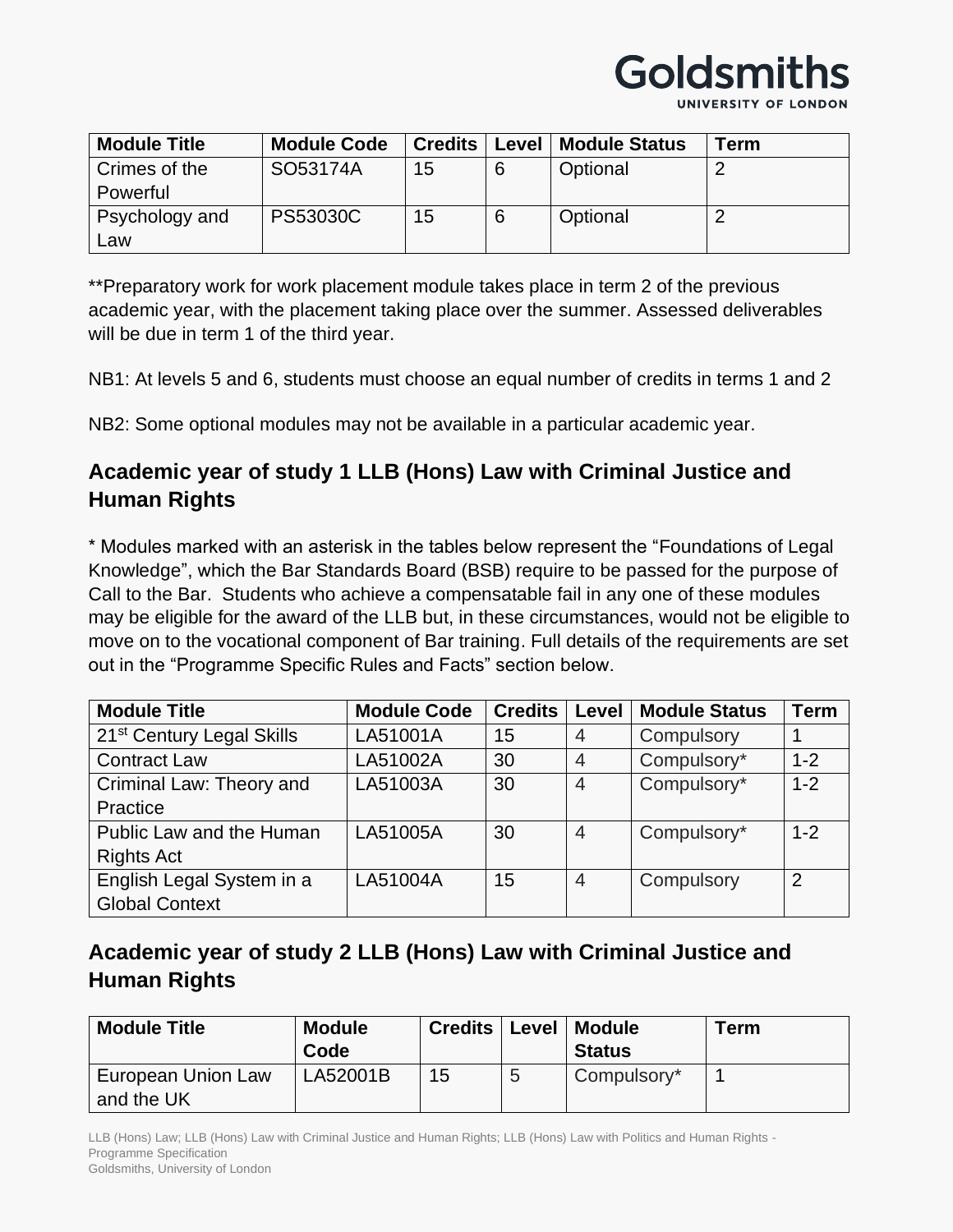| Module Title | Module Code | Credits | Level | Module Status | Term |
|---|---|---|---|---|---|
| Crimes of the Powerful | SO53174A | 15 | 6 | Optional | 2 |
| Psychology and Law | PS53030C | 15 | 6 | Optional | 2 |

**Preparatory work for work placement module takes place in term 2 of the previous academic year, with the placement taking place over the summer. Assessed deliverables will be due in term 1 of the third year.

NB1: At levels 5 and 6, students must choose an equal number of credits in terms 1 and 2

NB2: Some optional modules may not be available in a particular academic year.

## Academic year of study 1 LLB (Hons) Law with Criminal Justice and Human Rights

* Modules marked with an asterisk in the tables below represent the "Foundations of Legal Knowledge", which the Bar Standards Board (BSB) require to be passed for the purpose of Call to the Bar. Students who achieve a compensatable fail in any one of these modules may be eligible for the award of the LLB but, in these circumstances, would not be eligible to move on to the vocational component of Bar training. Full details of the requirements are set out in the "Programme Specific Rules and Facts" section below.

| Module Title | Module Code | Credits | Level | Module Status | Term |
|---|---|---|---|---|---|
| 21st Century Legal Skills | LA51001A | 15 | 4 | Compulsory | 1 |
| Contract Law | LA51002A | 30 | 4 | Compulsory* | 1-2 |
| Criminal Law: Theory and Practice | LA51003A | 30 | 4 | Compulsory* | 1-2 |
| Public Law and the Human Rights Act | LA51005A | 30 | 4 | Compulsory* | 1-2 |
| English Legal System in a Global Context | LA51004A | 15 | 4 | Compulsory | 2 |

## Academic year of study 2 LLB (Hons) Law with Criminal Justice and Human Rights

| Module Title | Module Code | Credits | Level | Module Status | Term |
|---|---|---|---|---|---|
| European Union Law and the UK | LA52001B | 15 | 5 | Compulsory* | 1 |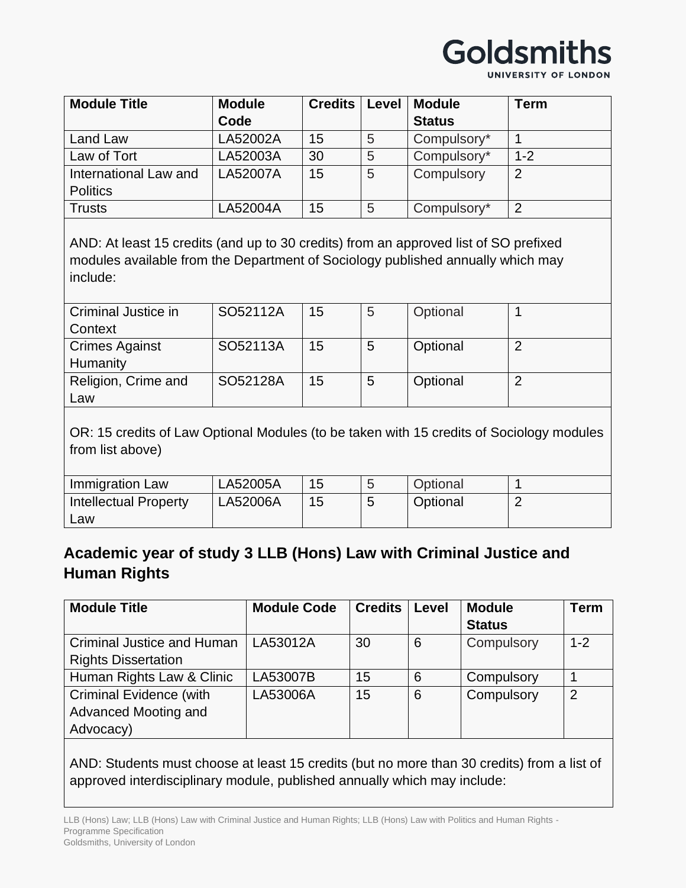| Module Title | Module Code | Credits | Level | Module Status | Term |
|---|---|---|---|---|---|
| Land Law | LA52002A | 15 | 5 | Compulsory* | 1 |
| Law of Tort | LA52003A | 30 | 5 | Compulsory* | 1-2 |
| International Law and Politics | LA52007A | 15 | 5 | Compulsory | 2 |
| Trusts | LA52004A | 15 | 5 | Compulsory* | 2 |
| AND: At least 15 credits (and up to 30 credits) from an approved list of SO prefixed modules available from the Department of Sociology published annually which may include: | | | | | |
| Criminal Justice in Context | SO52112A | 15 | 5 | Optional | 1 |
| Crimes Against Humanity | SO52113A | 15 | 5 | Optional | 2 |
| Religion, Crime and Law | SO52128A | 15 | 5 | Optional | 2 |
| OR: 15 credits of Law Optional Modules (to be taken with 15 credits of Sociology modules from list above) | | | | | |
| Immigration Law | LA52005A | 15 | 5 | Optional | 1 |
| Intellectual Property Law | LA52006A | 15 | 5 | Optional | 2 |

### Academic year of study 3 LLB (Hons) Law with Criminal Justice and Human Rights

| Module Title | Module Code | Credits | Level | Module Status | Term |
|---|---|---|---|---|---|
| Criminal Justice and Human Rights Dissertation | LA53012A | 30 | 6 | Compulsory | 1-2 |
| Human Rights Law & Clinic | LA53007B | 15 | 6 | Compulsory | 1 |
| Criminal Evidence (with Advanced Mooting and Advocacy) | LA53006A | 15 | 6 | Compulsory | 2 |
| AND: Students must choose at least 15 credits (but no more than 30 credits) from a list of approved interdisciplinary module, published annually which may include: | | | | | |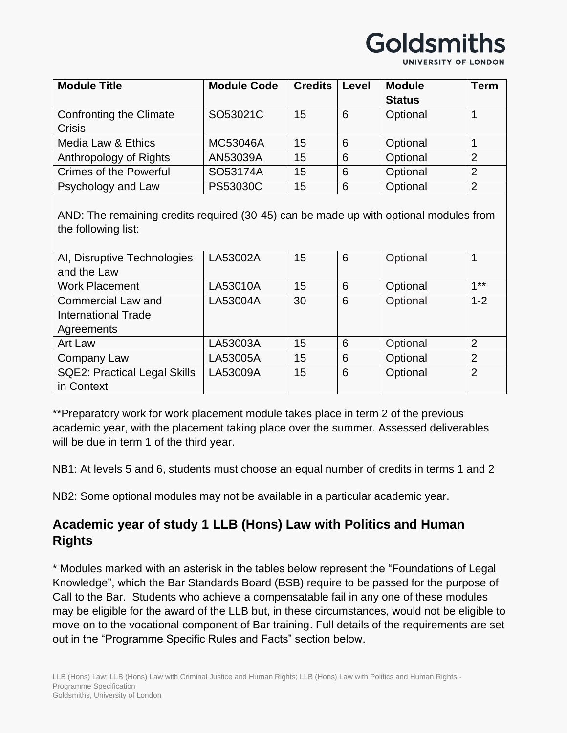| Module Title | Module Code | Credits | Level | Module Status | Term |
|---|---|---|---|---|---|
| Confronting the Climate Crisis | SO53021C | 15 | 6 | Optional | 1 |
| Media Law & Ethics | MC53046A | 15 | 6 | Optional | 1 |
| Anthropology of Rights | AN53039A | 15 | 6 | Optional | 2 |
| Crimes of the Powerful | SO53174A | 15 | 6 | Optional | 2 |
| Psychology and Law | PS53030C | 15 | 6 | Optional | 2 |
| AND: The remaining credits required (30-45) can be made up with optional modules from the following list: | | | | | |
| AI, Disruptive Technologies and the Law | LA53002A | 15 | 6 | Optional | 1 |
| Work Placement | LA53010A | 15 | 6 | Optional | 1** |
| Commercial Law and International Trade Agreements | LA53004A | 30 | 6 | Optional | 1-2 |
| Art Law | LA53003A | 15 | 6 | Optional | 2 |
| Company Law | LA53005A | 15 | 6 | Optional | 2 |
| SQE2: Practical Legal Skills in Context | LA53009A | 15 | 6 | Optional | 2 |

**Preparatory work for work placement module takes place in term 2 of the previous academic year, with the placement taking place over the summer. Assessed deliverables will be due in term 1 of the third year.

NB1: At levels 5 and 6, students must choose an equal number of credits in terms 1 and 2

NB2: Some optional modules may not be available in a particular academic year.

## Academic year of study 1 LLB (Hons) Law with Politics and Human Rights

* Modules marked with an asterisk in the tables below represent the "Foundations of Legal Knowledge", which the Bar Standards Board (BSB) require to be passed for the purpose of Call to the Bar. Students who achieve a compensatable fail in any one of these modules may be eligible for the award of the LLB but, in these circumstances, would not be eligible to move on to the vocational component of Bar training. Full details of the requirements are set out in the "Programme Specific Rules and Facts" section below.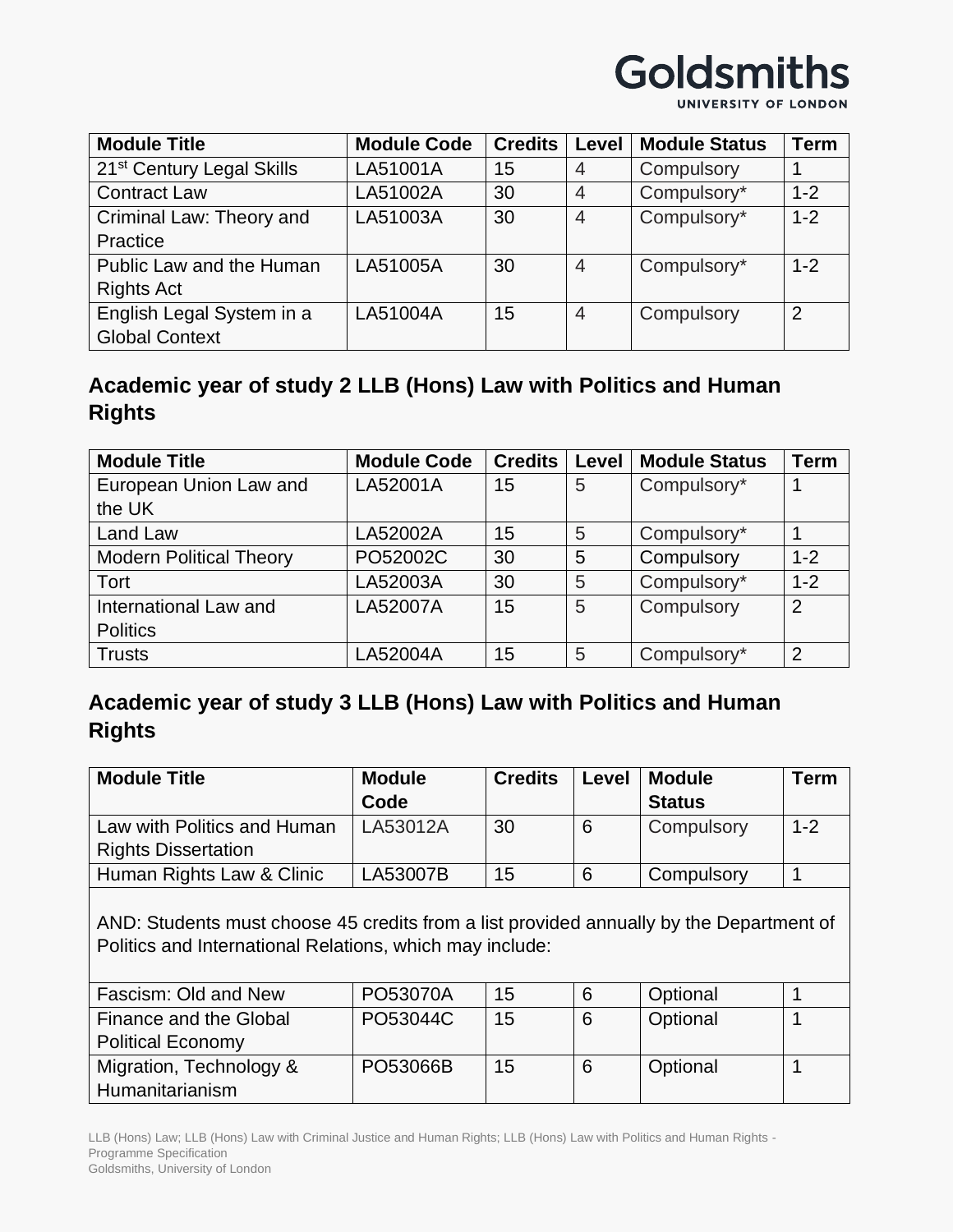| Module Title | Module Code | Credits | Level | Module Status | Term |
|---|---|---|---|---|---|
| 21st Century Legal Skills | LA51001A | 15 | 4 | Compulsory | 1 |
| Contract Law | LA51002A | 30 | 4 | Compulsory* | 1-2 |
| Criminal Law: Theory and Practice | LA51003A | 30 | 4 | Compulsory* | 1-2 |
| Public Law and the Human Rights Act | LA51005A | 30 | 4 | Compulsory* | 1-2 |
| English Legal System in a Global Context | LA51004A | 15 | 4 | Compulsory | 2 |

### Academic year of study 2 LLB (Hons) Law with Politics and Human Rights

| Module Title | Module Code | Credits | Level | Module Status | Term |
|---|---|---|---|---|---|
| European Union Law and the UK | LA52001A | 15 | 5 | Compulsory* | 1 |
| Land Law | LA52002A | 15 | 5 | Compulsory* | 1 |
| Modern Political Theory | PO52002C | 30 | 5 | Compulsory | 1-2 |
| Tort | LA52003A | 30 | 5 | Compulsory* | 1-2 |
| International Law and Politics | LA52007A | 15 | 5 | Compulsory | 2 |
| Trusts | LA52004A | 15 | 5 | Compulsory* | 2 |

### Academic year of study 3 LLB (Hons) Law with Politics and Human Rights

| Module Title | Module Code | Credits | Level | Module Status | Term |
|---|---|---|---|---|---|
| Law with Politics and Human Rights Dissertation | LA53012A | 30 | 6 | Compulsory | 1-2 |
| Human Rights Law & Clinic | LA53007B | 15 | 6 | Compulsory | 1 |
| AND: Students must choose 45 credits from a list provided annually by the Department of Politics and International Relations, which may include: | | | | | |
| Fascism: Old and New | PO53070A | 15 | 6 | Optional | 1 |
| Finance and the Global Political Economy | PO53044C | 15 | 6 | Optional | 1 |
| Migration, Technology & Humanitarianism | PO53066B | 15 | 6 | Optional | 1 |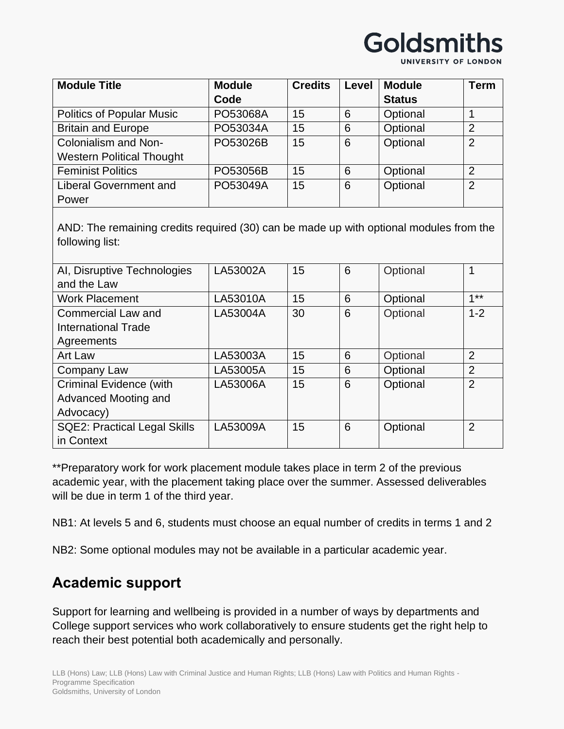| Module Title | Module Code | Credits | Level | Module Status | Term |
|---|---|---|---|---|---|
| Politics of Popular Music | PO53068A | 15 | 6 | Optional | 1 |
| Britain and Europe | PO53034A | 15 | 6 | Optional | 2 |
| Colonialism and Non-Western Political Thought | PO53026B | 15 | 6 | Optional | 2 |
| Feminist Politics | PO53056B | 15 | 6 | Optional | 2 |
| Liberal Government and Power | PO53049A | 15 | 6 | Optional | 2 |
| AND: The remaining credits required (30) can be made up with optional modules from the following list: | | | | | |
| AI, Disruptive Technologies and the Law | LA53002A | 15 | 6 | Optional | 1 |
| Work Placement | LA53010A | 15 | 6 | Optional | 1** |
| Commercial Law and International Trade Agreements | LA53004A | 30 | 6 | Optional | 1-2 |
| Art Law | LA53003A | 15 | 6 | Optional | 2 |
| Company Law | LA53005A | 15 | 6 | Optional | 2 |
| Criminal Evidence (with Advanced Mooting and Advocacy) | LA53006A | 15 | 6 | Optional | 2 |
| SQE2: Practical Legal Skills in Context | LA53009A | 15 | 6 | Optional | 2 |

**Preparatory work for work placement module takes place in term 2 of the previous academic year, with the placement taking place over the summer. Assessed deliverables will be due in term 1 of the third year.

NB1: At levels 5 and 6, students must choose an equal number of credits in terms 1 and 2

NB2: Some optional modules may not be available in a particular academic year.

## Academic support

Support for learning and wellbeing is provided in a number of ways by departments and College support services who work collaboratively to ensure students get the right help to reach their best potential both academically and personally.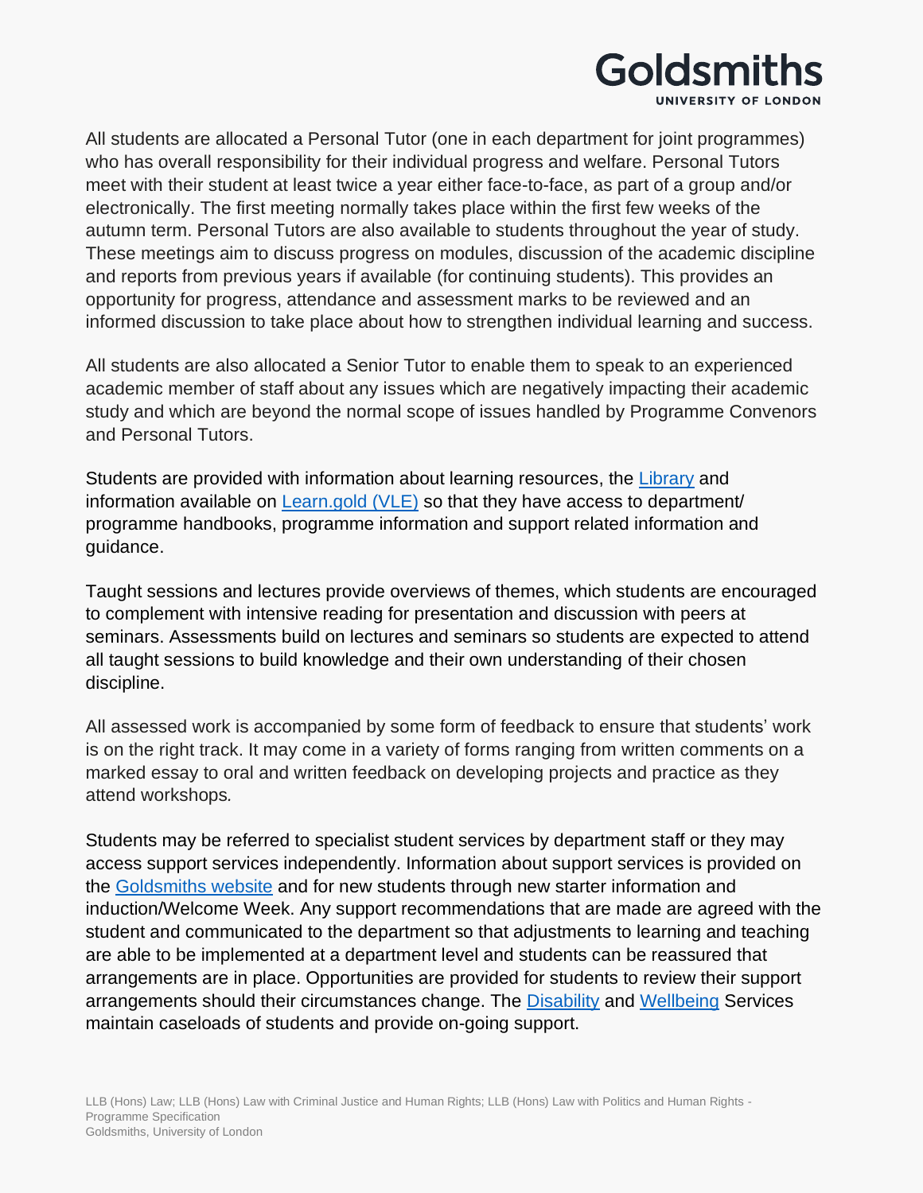All students are allocated a Personal Tutor (one in each department for joint programmes) who has overall responsibility for their individual progress and welfare. Personal Tutors meet with their student at least twice a year either face-to-face, as part of a group and/or electronically. The first meeting normally takes place within the first few weeks of the autumn term. Personal Tutors are also available to students throughout the year of study. These meetings aim to discuss progress on modules, discussion of the academic discipline and reports from previous years if available (for continuing students). This provides an opportunity for progress, attendance and assessment marks to be reviewed and an informed discussion to take place about how to strengthen individual learning and success.

All students are also allocated a Senior Tutor to enable them to speak to an experienced academic member of staff about any issues which are negatively impacting their academic study and which are beyond the normal scope of issues handled by Programme Convenors and Personal Tutors.

Students are provided with information about learning resources, the Library and information available on Learn.gold (VLE) so that they have access to department/ programme handbooks, programme information and support related information and guidance.

Taught sessions and lectures provide overviews of themes, which students are encouraged to complement with intensive reading for presentation and discussion with peers at seminars. Assessments build on lectures and seminars so students are expected to attend all taught sessions to build knowledge and their own understanding of their chosen discipline.

All assessed work is accompanied by some form of feedback to ensure that students' work is on the right track. It may come in a variety of forms ranging from written comments on a marked essay to oral and written feedback on developing projects and practice as they attend workshops.

Students may be referred to specialist student services by department staff or they may access support services independently. Information about support services is provided on the Goldsmiths website and for new students through new starter information and induction/Welcome Week. Any support recommendations that are made are agreed with the student and communicated to the department so that adjustments to learning and teaching are able to be implemented at a department level and students can be reassured that arrangements are in place. Opportunities are provided for students to review their support arrangements should their circumstances change. The Disability and Wellbeing Services maintain caseloads of students and provide on-going support.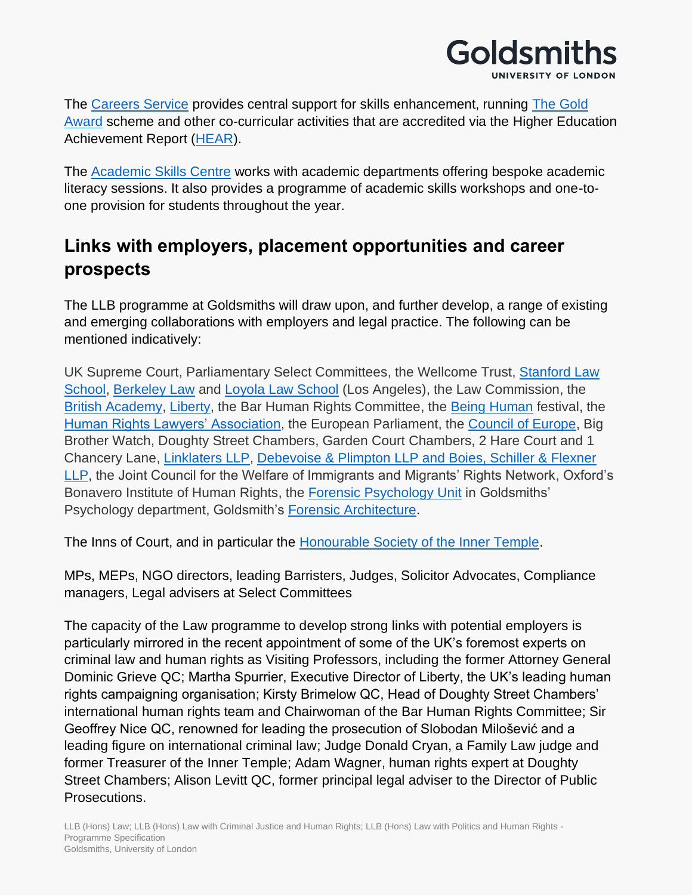The Careers Service provides central support for skills enhancement, running The Gold Award scheme and other co-curricular activities that are accredited via the Higher Education Achievement Report (HEAR).

The Academic Skills Centre works with academic departments offering bespoke academic literacy sessions. It also provides a programme of academic skills workshops and one-to-one provision for students throughout the year.

## Links with employers, placement opportunities and career prospects

The LLB programme at Goldsmiths will draw upon, and further develop, a range of existing and emerging collaborations with employers and legal practice. The following can be mentioned indicatively:

UK Supreme Court, Parliamentary Select Committees, the Wellcome Trust, Stanford Law School, Berkeley Law and Loyola Law School (Los Angeles), the Law Commission, the British Academy, Liberty, the Bar Human Rights Committee, the Being Human festival, the Human Rights Lawyers' Association, the European Parliament, the Council of Europe, Big Brother Watch, Doughty Street Chambers, Garden Court Chambers, 2 Hare Court and 1 Chancery Lane, Linklaters LLP, Debevoise & Plimpton LLP and Boies, Schiller & Flexner LLP, the Joint Council for the Welfare of Immigrants and Migrants' Rights Network, Oxford's Bonavero Institute of Human Rights, the Forensic Psychology Unit in Goldsmiths' Psychology department, Goldsmith's Forensic Architecture.

The Inns of Court, and in particular the Honourable Society of the Inner Temple.

MPs, MEPs, NGO directors, leading Barristers, Judges, Solicitor Advocates, Compliance managers, Legal advisers at Select Committees

The capacity of the Law programme to develop strong links with potential employers is particularly mirrored in the recent appointment of some of the UK's foremost experts on criminal law and human rights as Visiting Professors, including the former Attorney General Dominic Grieve QC; Martha Spurrier, Executive Director of Liberty, the UK's leading human rights campaigning organisation; Kirsty Brimelow QC, Head of Doughty Street Chambers' international human rights team and Chairwoman of the Bar Human Rights Committee; Sir Geoffrey Nice QC, renowned for leading the prosecution of Slobodan Milošević and a leading figure on international criminal law; Judge Donald Cryan, a Family Law judge and former Treasurer of the Inner Temple; Adam Wagner, human rights expert at Doughty Street Chambers; Alison Levitt QC, former principal legal adviser to the Director of Public Prosecutions.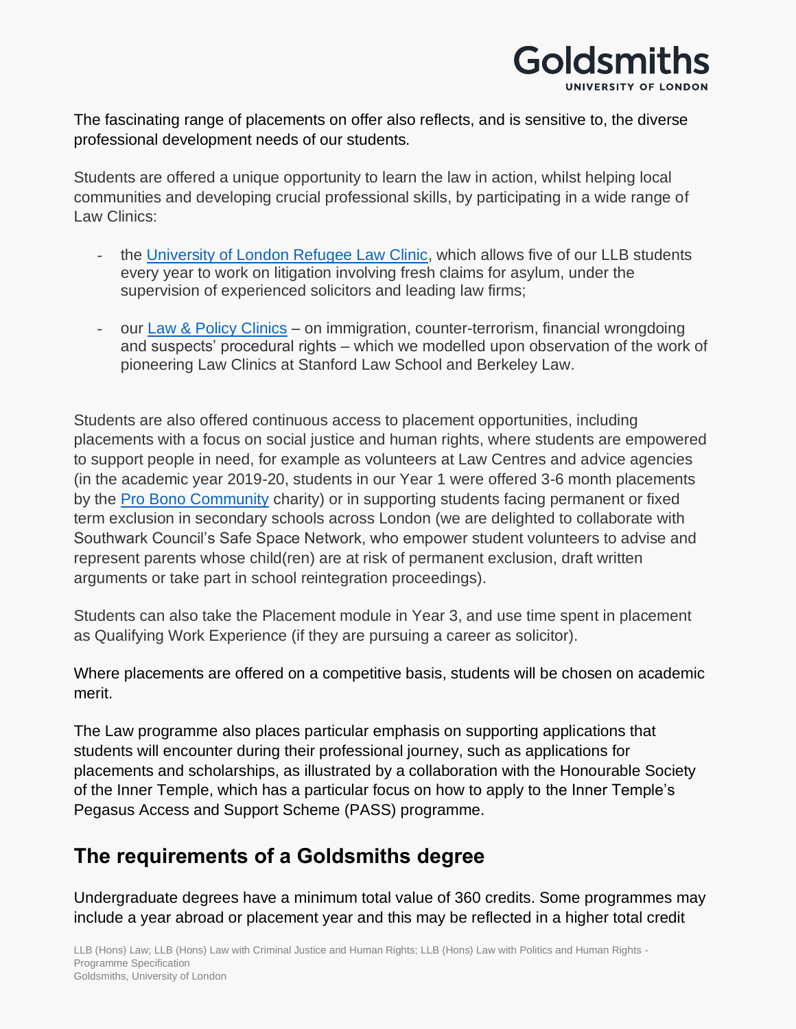The fascinating range of placements on offer also reflects, and is sensitive to, the diverse professional development needs of our students.

Students are offered a unique opportunity to learn the law in action, whilst helping local communities and developing crucial professional skills, by participating in a wide range of Law Clinics:

- the University of London Refugee Law Clinic, which allows five of our LLB students every year to work on litigation involving fresh claims for asylum, under the supervision of experienced solicitors and leading law firms;
- our Law & Policy Clinics – on immigration, counter-terrorism, financial wrongdoing and suspects' procedural rights – which we modelled upon observation of the work of pioneering Law Clinics at Stanford Law School and Berkeley Law.

Students are also offered continuous access to placement opportunities, including placements with a focus on social justice and human rights, where students are empowered to support people in need, for example as volunteers at Law Centres and advice agencies (in the academic year 2019-20, students in our Year 1 were offered 3-6 month placements by the Pro Bono Community charity) or in supporting students facing permanent or fixed term exclusion in secondary schools across London (we are delighted to collaborate with Southwark Council's Safe Space Network, who empower student volunteers to advise and represent parents whose child(ren) are at risk of permanent exclusion, draft written arguments or take part in school reintegration proceedings).

Students can also take the Placement module in Year 3, and use time spent in placement as Qualifying Work Experience (if they are pursuing a career as solicitor).

Where placements are offered on a competitive basis, students will be chosen on academic merit.

The Law programme also places particular emphasis on supporting applications that students will encounter during their professional journey, such as applications for placements and scholarships, as illustrated by a collaboration with the Honourable Society of the Inner Temple, which has a particular focus on how to apply to the Inner Temple's Pegasus Access and Support Scheme (PASS) programme.

## The requirements of a Goldsmiths degree

Undergraduate degrees have a minimum total value of 360 credits. Some programmes may include a year abroad or placement year and this may be reflected in a higher total credit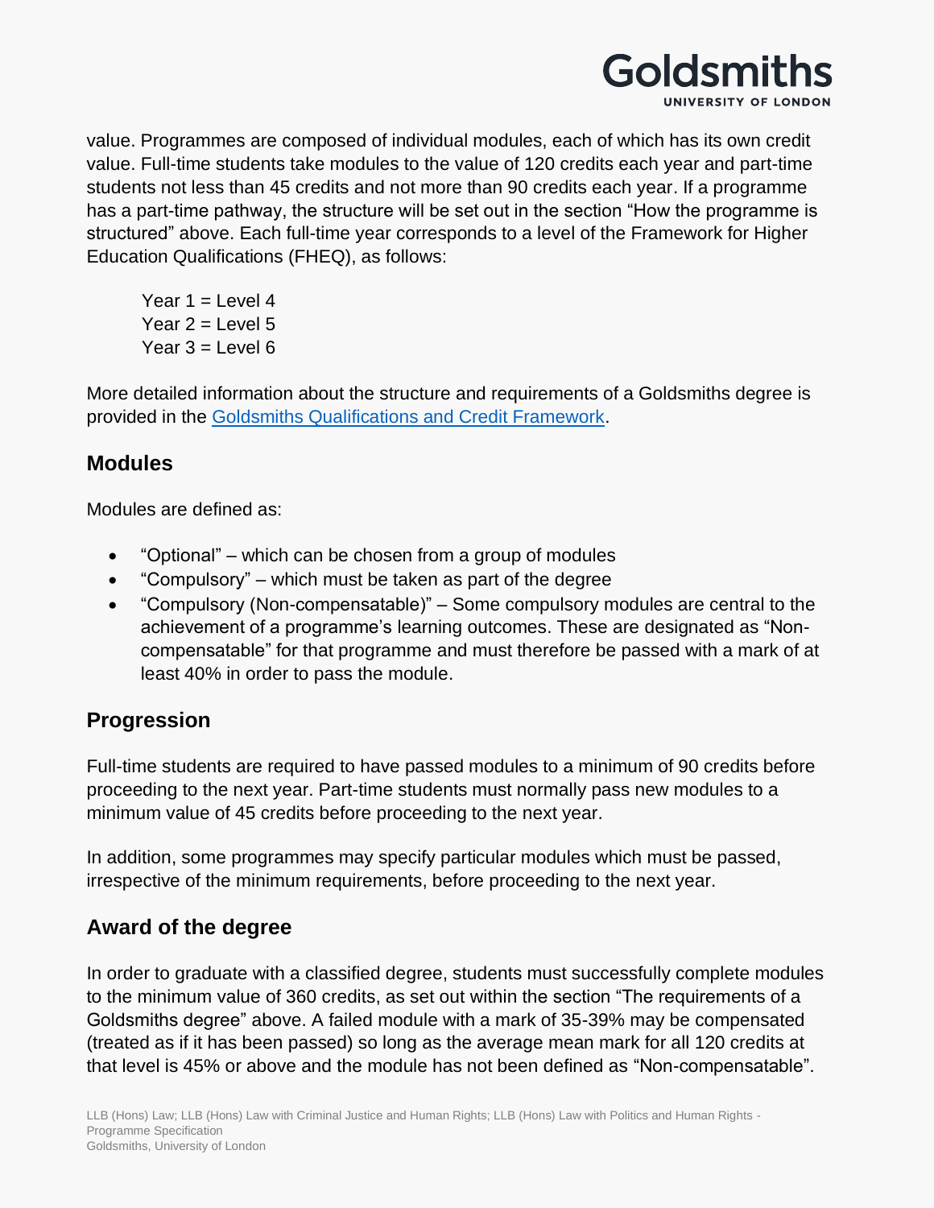value. Programmes are composed of individual modules, each of which has its own credit value. Full-time students take modules to the value of 120 credits each year and part-time students not less than 45 credits and not more than 90 credits each year. If a programme has a part-time pathway, the structure will be set out in the section "How the programme is structured" above. Each full-time year corresponds to a level of the Framework for Higher Education Qualifications (FHEQ), as follows:

Year 1 = Level 4
Year 2 = Level 5
Year 3 = Level 6

More detailed information about the structure and requirements of a Goldsmiths degree is provided in the [Goldsmiths Qualifications and Credit Framework](#).

## Modules

Modules are defined as:

- "Optional" – which can be chosen from a group of modules
- "Compulsory" – which must be taken as part of the degree
- "Compulsory (Non-compensatable)" – Some compulsory modules are central to the achievement of a programme's learning outcomes. These are designated as "Non-compensatable" for that programme and must therefore be passed with a mark of at least 40% in order to pass the module.

## Progression

Full-time students are required to have passed modules to a minimum of 90 credits before proceeding to the next year. Part-time students must normally pass new modules to a minimum value of 45 credits before proceeding to the next year.

In addition, some programmes may specify particular modules which must be passed, irrespective of the minimum requirements, before proceeding to the next year.

## Award of the degree

In order to graduate with a classified degree, students must successfully complete modules to the minimum value of 360 credits, as set out within the section "The requirements of a Goldsmiths degree" above. A failed module with a mark of 35-39% may be compensated (treated as if it has been passed) so long as the average mean mark for all 120 credits at that level is 45% or above and the module has not been defined as "Non-compensatable".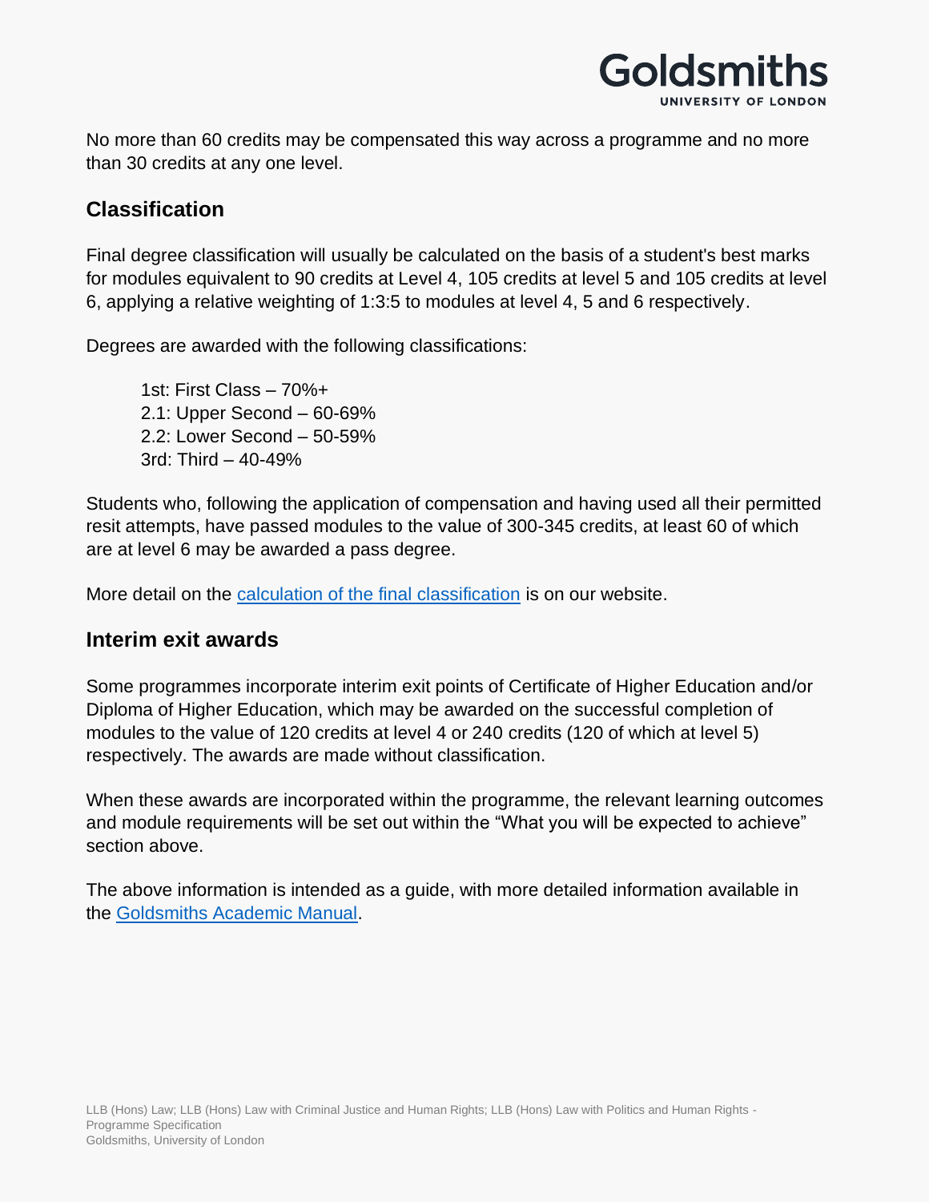No more than 60 credits may be compensated this way across a programme and no more than 30 credits at any one level.

## Classification

Final degree classification will usually be calculated on the basis of a student's best marks for modules equivalent to 90 credits at Level 4, 105 credits at level 5 and 105 credits at level 6, applying a relative weighting of 1:3:5 to modules at level 4, 5 and 6 respectively.

Degrees are awarded with the following classifications:

1st: First Class – 70%+
2.1: Upper Second – 60-69%
2.2: Lower Second – 50-59%
3rd: Third – 40-49%

Students who, following the application of compensation and having used all their permitted resit attempts, have passed modules to the value of 300-345 credits, at least 60 of which are at level 6 may be awarded a pass degree.

More detail on the calculation of the final classification is on our website.

## Interim exit awards

Some programmes incorporate interim exit points of Certificate of Higher Education and/or Diploma of Higher Education, which may be awarded on the successful completion of modules to the value of 120 credits at level 4 or 240 credits (120 of which at level 5) respectively. The awards are made without classification.

When these awards are incorporated within the programme, the relevant learning outcomes and module requirements will be set out within the "What you will be expected to achieve" section above.

The above information is intended as a guide, with more detailed information available in the Goldsmiths Academic Manual.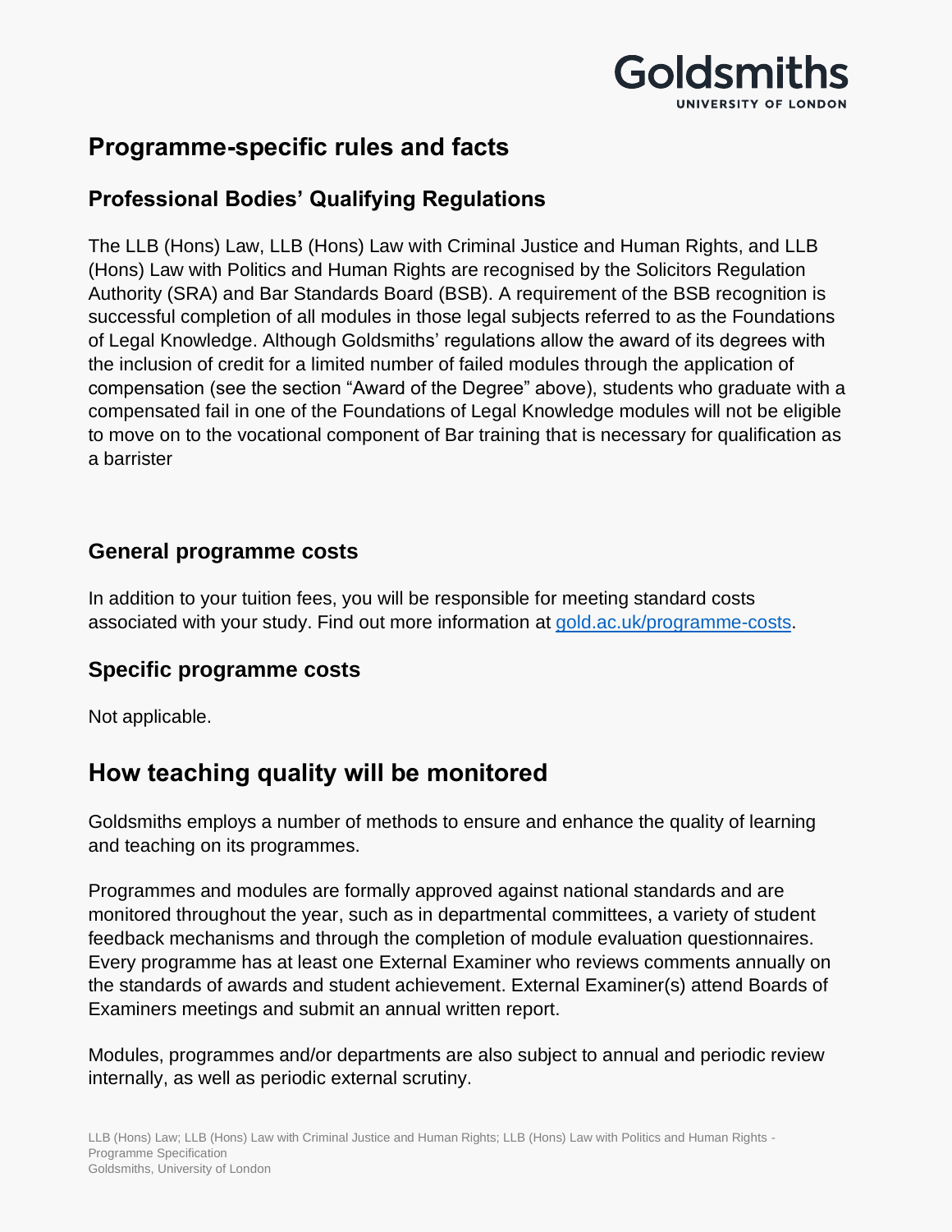## Programme-specific rules and facts

### Professional Bodies' Qualifying Regulations

The LLB (Hons) Law, LLB (Hons) Law with Criminal Justice and Human Rights, and LLB (Hons) Law with Politics and Human Rights are recognised by the Solicitors Regulation Authority (SRA) and Bar Standards Board (BSB). A requirement of the BSB recognition is successful completion of all modules in those legal subjects referred to as the Foundations of Legal Knowledge. Although Goldsmiths' regulations allow the award of its degrees with the inclusion of credit for a limited number of failed modules through the application of compensation (see the section "Award of the Degree" above), students who graduate with a compensated fail in one of the Foundations of Legal Knowledge modules will not be eligible to move on to the vocational component of Bar training that is necessary for qualification as a barrister

### General programme costs

In addition to your tuition fees, you will be responsible for meeting standard costs associated with your study. Find out more information at [gold.ac.uk/programme-costs](https://gold.ac.uk/programme-costs).

### Specific programme costs

Not applicable.

## How teaching quality will be monitored

Goldsmiths employs a number of methods to ensure and enhance the quality of learning and teaching on its programmes.

Programmes and modules are formally approved against national standards and are monitored throughout the year, such as in departmental committees, a variety of student feedback mechanisms and through the completion of module evaluation questionnaires. Every programme has at least one External Examiner who reviews comments annually on the standards of awards and student achievement. External Examiner(s) attend Boards of Examiners meetings and submit an annual written report.

Modules, programmes and/or departments are also subject to annual and periodic review internally, as well as periodic external scrutiny.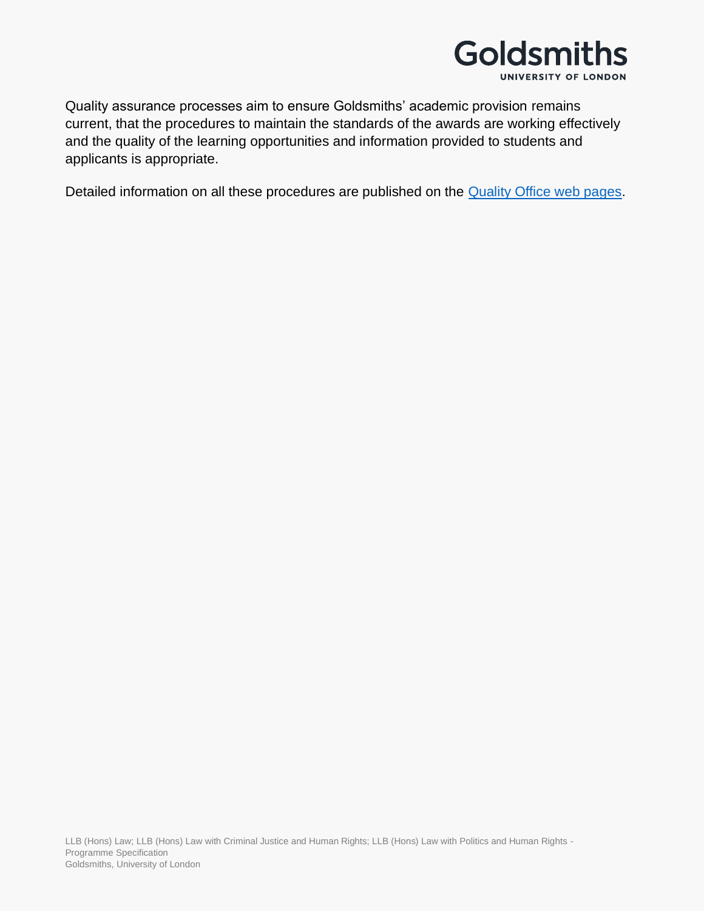Quality assurance processes aim to ensure Goldsmiths' academic provision remains current, that the procedures to maintain the standards of the awards are working effectively and the quality of the learning opportunities and information provided to students and applicants is appropriate.

Detailed information on all these procedures are published on the Quality Office web pages.